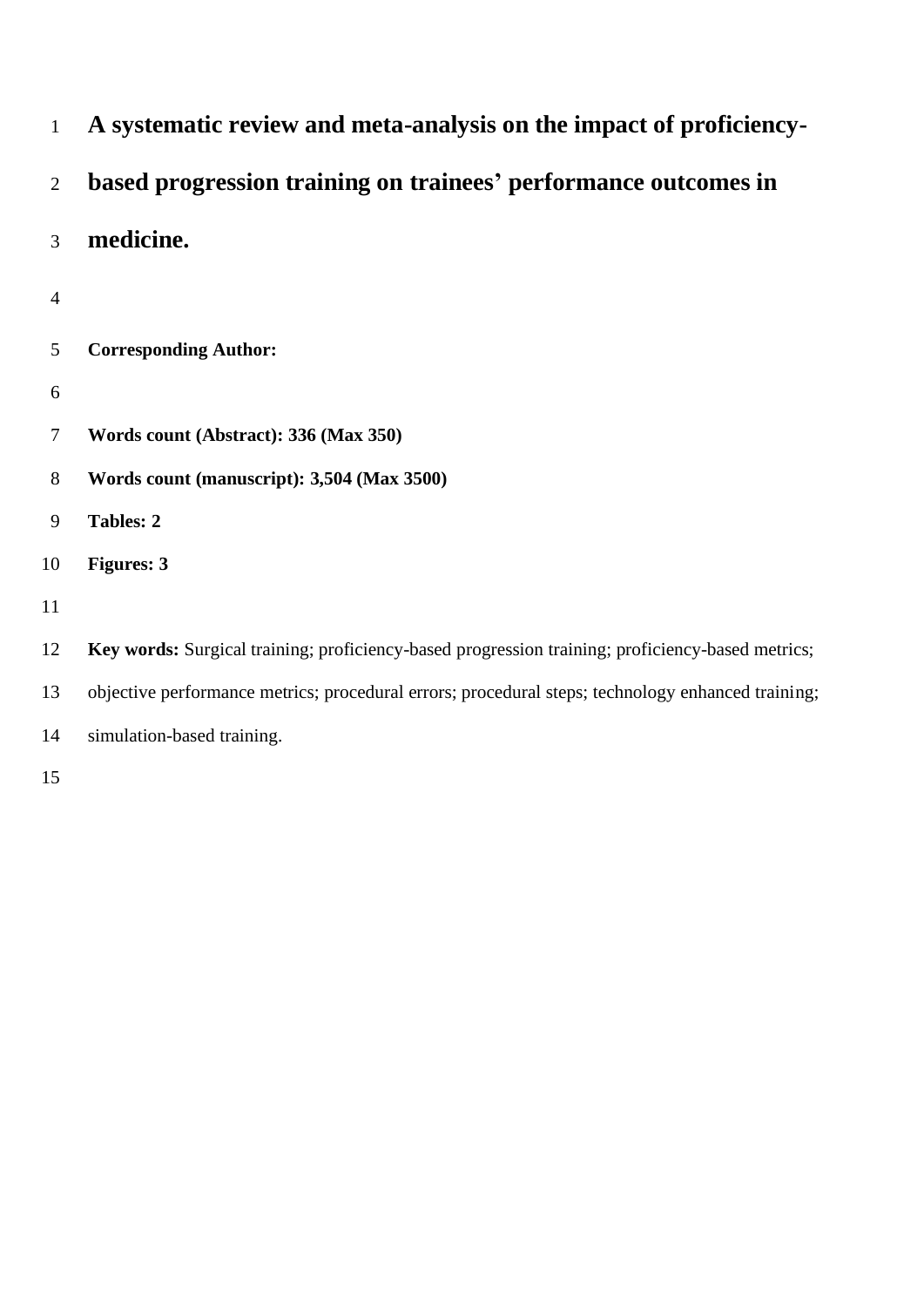# A systematic review and meta-analysis on the impact of proficiency-based progression training on trainees' performance outcomes in medicine.

**Corresponding Author:**

**Words count (Abstract): 336 (Max 350)**

**Words count (manuscript): 3,504 (Max 3500)**

**Tables: 2**

**Figures: 3**

**Key words:** Surgical training; proficiency-based progression training; proficiency-based metrics; objective performance metrics; procedural errors; procedural steps; technology enhanced training; simulation-based training.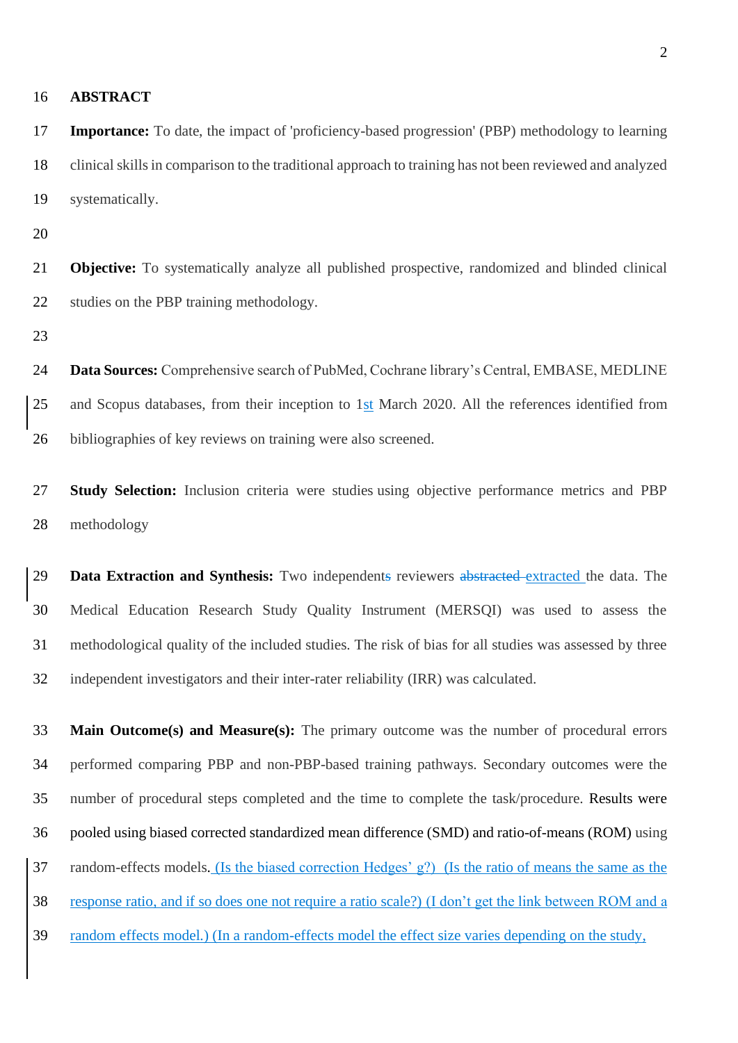## ABSTRACT

**Importance:** To date, the impact of 'proficiency-based progression' (PBP) methodology to learning clinical skills in comparison to the traditional approach to training has not been reviewed and analyzed systematically.

**Objective:** To systematically analyze all published prospective, randomized and blinded clinical studies on the PBP training methodology.

**Data Sources:** Comprehensive search of PubMed, Cochrane library's Central, EMBASE, MEDLINE and Scopus databases, from their inception to 1st March 2020. All the references identified from bibliographies of key reviews on training were also screened.

**Study Selection:** Inclusion criteria were studies using objective performance metrics and PBP methodology

**Data Extraction and Synthesis:** Two independents reviewers ~~abstracted~~ extracted the data. The Medical Education Research Study Quality Instrument (MERSQI) was used to assess the methodological quality of the included studies. The risk of bias for all studies was assessed by three independent investigators and their inter-rater reliability (IRR) was calculated.

**Main Outcome(s) and Measure(s):** The primary outcome was the number of procedural errors performed comparing PBP and non-PBP-based training pathways. Secondary outcomes were the number of procedural steps completed and the time to complete the task/procedure. Results were pooled using biased corrected standardized mean difference (SMD) and ratio-of-means (ROM) using random-effects models. (Is the biased correction Hedges' g?) (Is the ratio of means the same as the response ratio, and if so does one not require a ratio scale?) (I don't get the link between ROM and a random effects model.) (In a random-effects model the effect size varies depending on the study,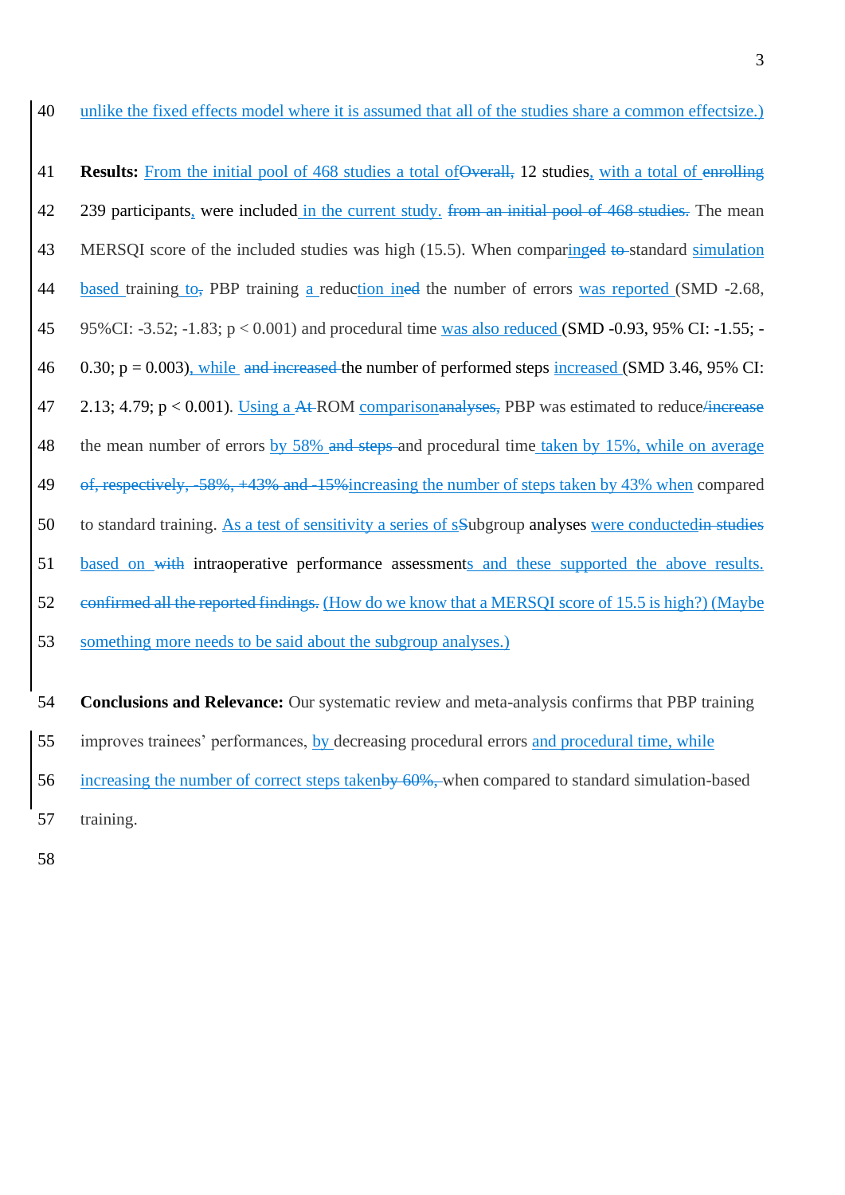unlike the fixed effects model where it is assumed that all of the studies share a common effectsize.)

**Results:** From the initial pool of 468 studies a total of~~Overall,~~ 12 studies, with a total of ~~enrolling~~ 239 participants, were included in the current study. ~~from an initial pool of 468 studies.~~ The mean MERSQI score of the included studies was high (15.5). When comparing~~ed~~ ~~to~~ standard simulation based training to~~,~~ PBP training a reduction in~~ed~~ the number of errors was reported (SMD -2.68, 95%CI: -3.52; -1.83; p < 0.001) and procedural time was also reduced (SMD -0.93, 95% CI: -1.55; -0.30; p = 0.003), while ~~and increased~~ the number of performed steps increased (SMD 3.46, 95% CI: 2.13; 4.79; p < 0.001). Using a ~~At~~ ROM comparison~~analyses,~~ PBP was estimated to reduce~~/increase~~ the mean number of errors by 58% ~~and steps~~ and procedural time taken by 15%, while on average ~~of, respectively, -58%, +43% and -15%~~increasing the number of steps taken by 43% when compared to standard training. As a test of sensitivity a series of s~~S~~ubgroup analyses were conducted~~in studies~~ based on ~~with~~ intraoperative performance assessments and these supported the above results. ~~confirmed all the reported findings.~~ (How do we know that a MERSQI score of 15.5 is high?) (Maybe something more needs to be said about the subgroup analyses.)

**Conclusions and Relevance:** Our systematic review and meta-analysis confirms that PBP training improves trainees' performances, by decreasing procedural errors and procedural time, while increasing the number of correct steps taken~~by 60%,~~ when compared to standard simulation-based training.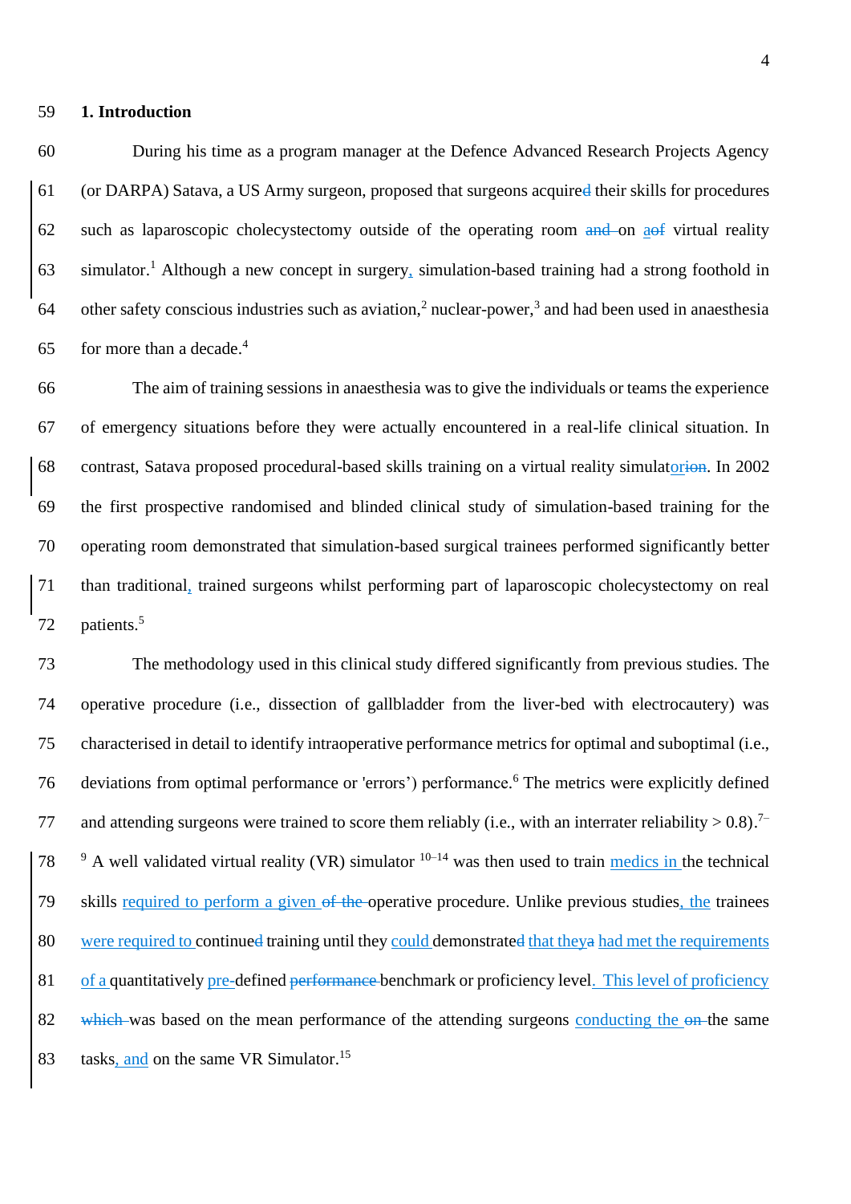## 1. Introduction

During his time as a program manager at the Defence Advanced Research Projects Agency (or DARPA) Satava, a US Army surgeon, proposed that surgeons acquire their skills for procedures such as laparoscopic cholecystectomy outside of the operating room on a virtual reality simulator.[1] Although a new concept in surgery, simulation-based training had a strong foothold in other safety conscious industries such as aviation,[2] nuclear-power,[3] and had been used in anaesthesia for more than a decade.[4]

The aim of training sessions in anaesthesia was to give the individuals or teams the experience of emergency situations before they were actually encountered in a real-life clinical situation. In contrast, Satava proposed procedural-based skills training on a virtual reality simulator. In 2002 the first prospective randomised and blinded clinical study of simulation-based training for the operating room demonstrated that simulation-based surgical trainees performed significantly better than traditional, trained surgeons whilst performing part of laparoscopic cholecystectomy on real patients.[5]

The methodology used in this clinical study differed significantly from previous studies. The operative procedure (i.e., dissection of gallbladder from the liver-bed with electrocautery) was characterised in detail to identify intraoperative performance metrics for optimal and suboptimal (i.e., deviations from optimal performance or 'errors') performance.[6] The metrics were explicitly defined and attending surgeons were trained to score them reliably (i.e., with an interrater reliability > 0.8).[7–9] A well validated virtual reality (VR) simulator[10–14] was then used to train medics in the technical skills required to perform a given operative procedure. Unlike previous studies, the trainees were required to continue training until they could demonstrate that they had met the requirements of a quantitatively pre-defined benchmark or proficiency level. This level of proficiency was based on the mean performance of the attending surgeons conducting the same tasks, and on the same VR Simulator.[15]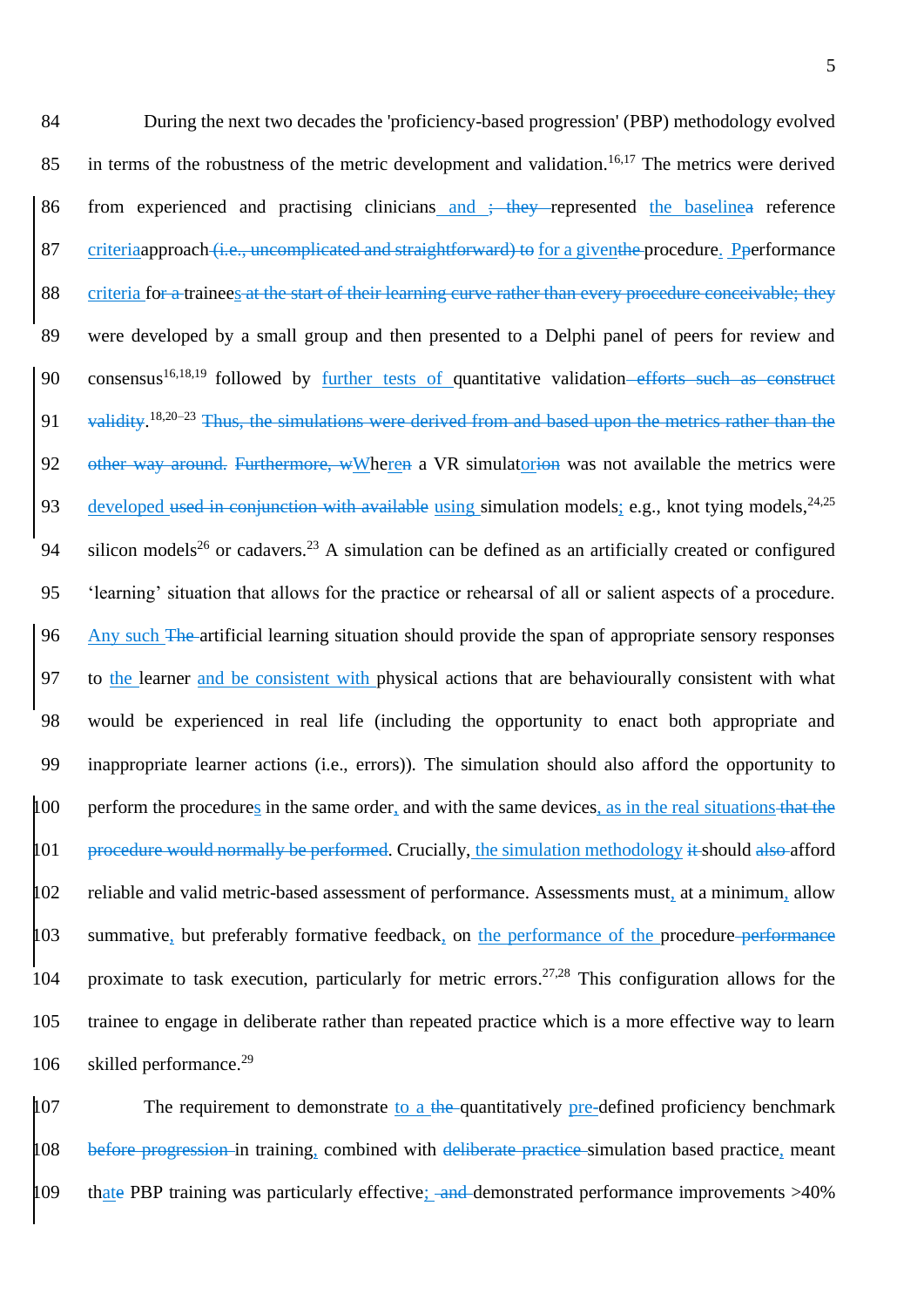During the next two decades the 'proficiency-based progression' (PBP) methodology evolved in terms of the robustness of the metric development and validation.[16,17] The metrics were derived from experienced and practising clinicians and ~~; they~~ represented the baseline~~a~~ reference criteriaapproach ~~(i.e., uncomplicated and straightforward) to~~ for a given~~the~~ procedure. P~~p~~erformance criteria for ~~a~~ trainees ~~at the start of their learning curve rather than every procedure conceivable; they~~ were developed by a small group and then presented to a Delphi panel of peers for review and consensus[16,18,19] followed by further tests of quantitative validation ~~efforts such as construct validity~~.[18,20–23] ~~Thus, the simulations were derived from and based upon the metrics rather than the other way around.~~ ~~Furthermore, w~~Where~~n~~ a VR simulator~~ion~~ was not available the metrics were developed ~~used in conjunction with available~~ using simulation models; e.g., knot tying models,[24,25] silicon models[26] or cadavers.[23] A simulation can be defined as an artificially created or configured 'learning' situation that allows for the practice or rehearsal of all or salient aspects of a procedure. Any such ~~The~~ artificial learning situation should provide the span of appropriate sensory responses to the learner and be consistent with physical actions that are behaviourally consistent with what would be experienced in real life (including the opportunity to enact both appropriate and inappropriate learner actions (i.e., errors)). The simulation should also afford the opportunity to perform the procedures in the same order, and with the same devices, as in the real situations ~~that the procedure would normally be performed~~. Crucially, the simulation methodology ~~it~~ should ~~also~~ afford reliable and valid metric-based assessment of performance. Assessments must, at a minimum, allow summative, but preferably formative feedback, on the performance of the procedure ~~performance~~ proximate to task execution, particularly for metric errors.[27,28] This configuration allows for the trainee to engage in deliberate rather than repeated practice which is a more effective way to learn skilled performance.[29]

The requirement to demonstrate to a ~~the~~ quantitatively pre-defined proficiency benchmark ~~before progression~~ in training, combined with ~~deliberate practice~~ simulation based practice, meant that~~e~~ PBP training was particularly effective; ~~and~~ demonstrated performance improvements >40%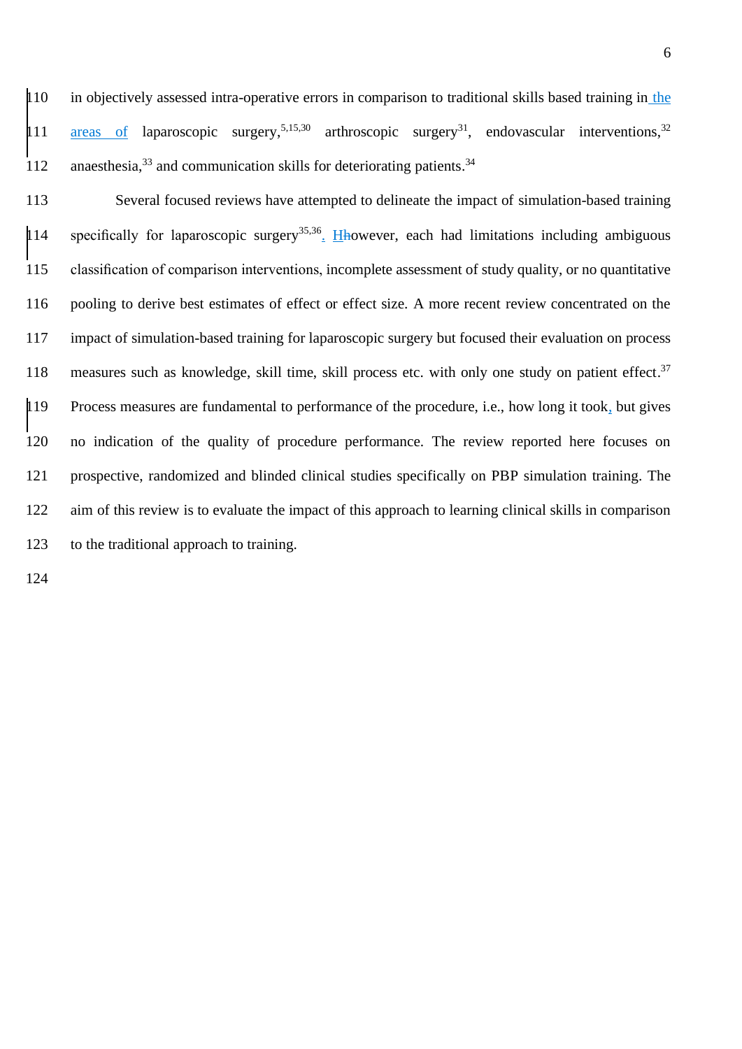in objectively assessed intra-operative errors in comparison to traditional skills based training in the areas of laparoscopic surgery,[5,15,30] arthroscopic surgery[31], endovascular interventions,[32] anaesthesia,[33] and communication skills for deteriorating patients.[34]

Several focused reviews have attempted to delineate the impact of simulation-based training specifically for laparoscopic surgery[35,36]. However, each had limitations including ambiguous classification of comparison interventions, incomplete assessment of study quality, or no quantitative pooling to derive best estimates of effect or effect size. A more recent review concentrated on the impact of simulation-based training for laparoscopic surgery but focused their evaluation on process measures such as knowledge, skill time, skill process etc. with only one study on patient effect.[37] Process measures are fundamental to performance of the procedure, i.e., how long it took, but gives no indication of the quality of procedure performance. The review reported here focuses on prospective, randomized and blinded clinical studies specifically on PBP simulation training. The aim of this review is to evaluate the impact of this approach to learning clinical skills in comparison to the traditional approach to training.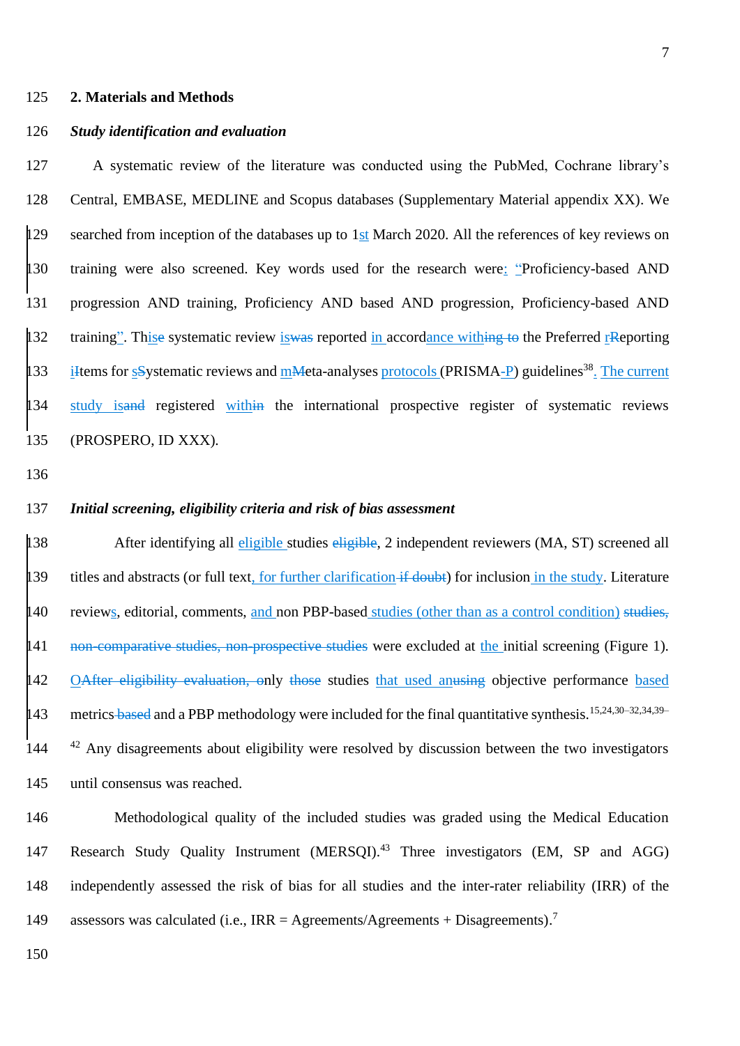## 2. Materials and Methods

### *Study identification and evaluation*

A systematic review of the literature was conducted using the PubMed, Cochrane library's Central, EMBASE, MEDLINE and Scopus databases (Supplementary Material appendix XX). We searched from inception of the databases up to 1st March 2020. All the references of key reviews on training were also screened. Key words used for the research were: "Proficiency-based AND progression AND training, Proficiency AND based AND progression, Proficiency-based AND training". This~~e~~ systematic review is~~was~~ reported in accordance with~~ing to~~ the Preferred r~~R~~eporting i~~I~~tems for s~~S~~ystematic reviews and m~~M~~eta-analyses protocols (PRISMA-P) guidelines[38]. The current study is~~and~~ registered within~~in~~ the international prospective register of systematic reviews (PROSPERO, ID XXX).

### *Initial screening, eligibility criteria and risk of bias assessment*

After identifying all eligible studies ~~eligible~~, 2 independent reviewers (MA, ST) screened all titles and abstracts (or full text, for further clarification ~~if doubt~~) for inclusion in the study. Literature reviews, editorial, comments, and non PBP-based studies (other than as a control condition) ~~studies, non-comparative studies, non-prospective studies~~ were excluded at the initial screening (Figure 1). O~~After eligibility evaluation, o~~nly ~~those~~ studies that used an~~using~~ objective performance based metrics ~~based~~ and a PBP methodology were included for the final quantitative synthesis.[15,24,30–32,34,39–42] Any disagreements about eligibility were resolved by discussion between the two investigators until consensus was reached.

Methodological quality of the included studies was graded using the Medical Education Research Study Quality Instrument (MERSQI).[43] Three investigators (EM, SP and AGG) independently assessed the risk of bias for all studies and the inter-rater reliability (IRR) of the assessors was calculated (i.e., IRR = Agreements/Agreements + Disagreements).[7]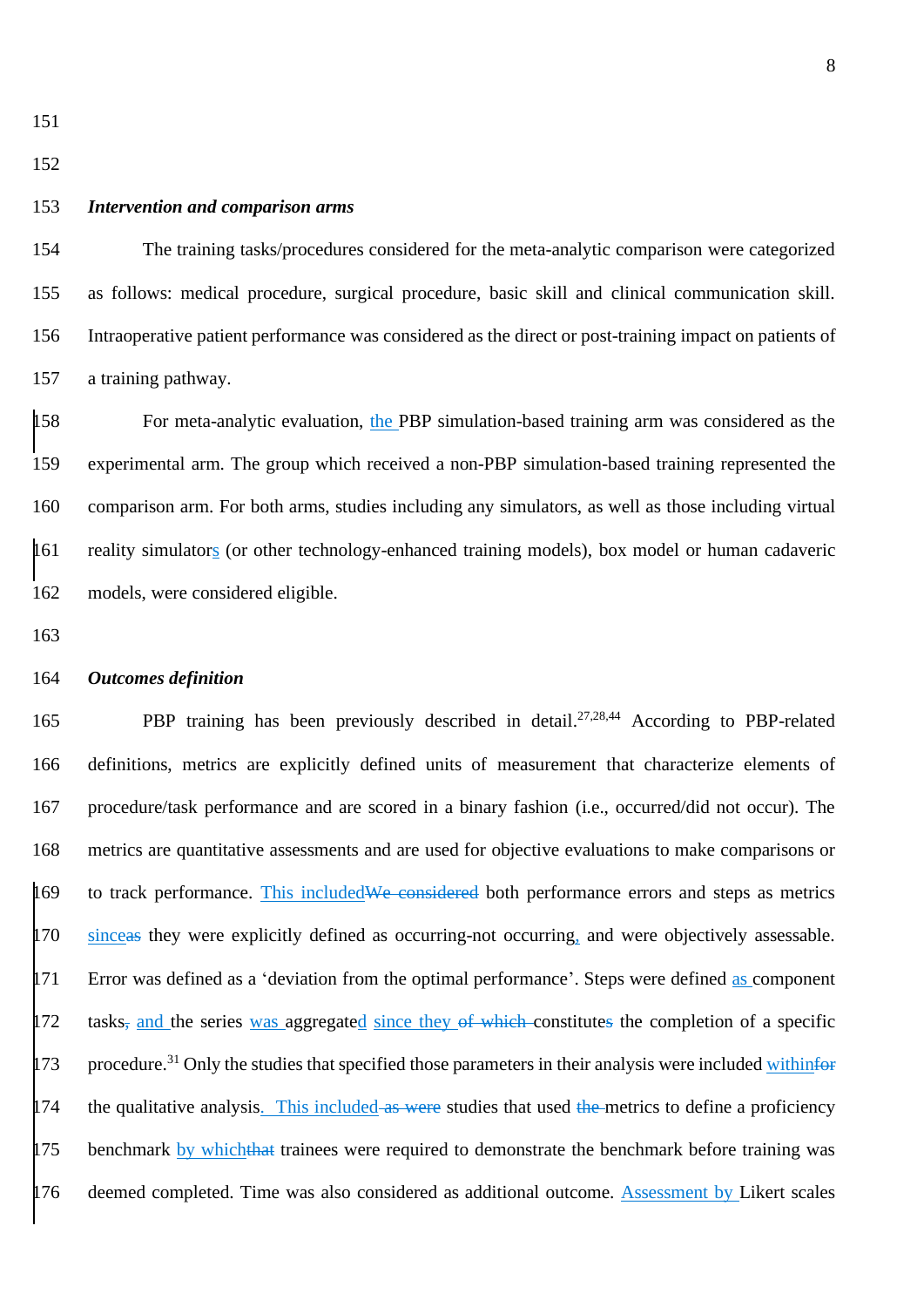***Intervention and comparison arms***

The training tasks/procedures considered for the meta-analytic comparison were categorized as follows: medical procedure, surgical procedure, basic skill and clinical communication skill. Intraoperative patient performance was considered as the direct or post-training impact on patients of a training pathway.

For meta-analytic evaluation, the PBP simulation-based training arm was considered as the experimental arm. The group which received a non-PBP simulation-based training represented the comparison arm. For both arms, studies including any simulators, as well as those including virtual reality simulators (or other technology-enhanced training models), box model or human cadaveric models, were considered eligible.

***Outcomes definition***

PBP training has been previously described in detail.[27,28,44] According to PBP-related definitions, metrics are explicitly defined units of measurement that characterize elements of procedure/task performance and are scored in a binary fashion (i.e., occurred/did not occur). The metrics are quantitative assessments and are used for objective evaluations to make comparisons or to track performance. This included~~We considered~~ both performance errors and steps as metrics since~~as~~ they were explicitly defined as occurring-not occurring, and were objectively assessable. Error was defined as a 'deviation from the optimal performance'. Steps were defined as component tasks~~,~~ and the series was aggregated since they ~~of which~~ constitute~~s~~ the completion of a specific procedure.[31] Only the studies that specified those parameters in their analysis were included within~~for~~ the qualitative analysis. This included~~ as were~~ studies that used ~~the~~ metrics to define a proficiency benchmark by which~~that~~ trainees were required to demonstrate the benchmark before training was deemed completed. Time was also considered as additional outcome. Assessment by Likert scales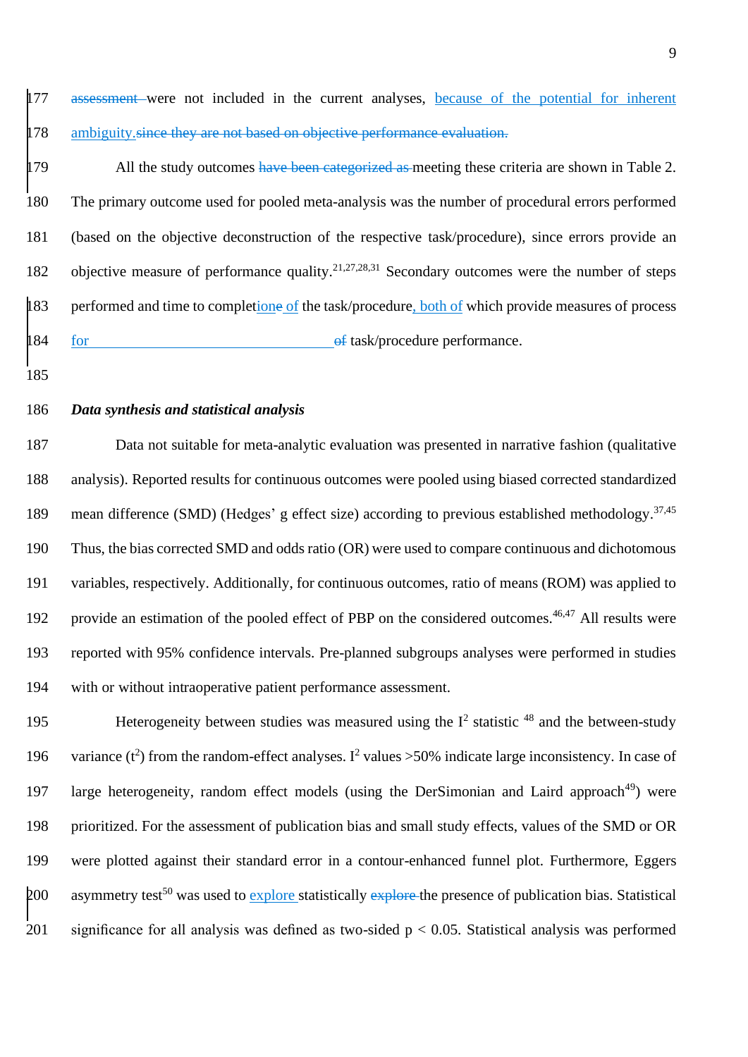assessment were not included in the current analyses, because of the potential for inherent ambiguity.since they are not based on objective performance evaluation.

All the study outcomes have been categorized as meeting these criteria are shown in Table 2. The primary outcome used for pooled meta-analysis was the number of procedural errors performed (based on the objective deconstruction of the respective task/procedure), since errors provide an objective measure of performance quality.[21,27,28,31] Secondary outcomes were the number of steps performed and time to completione of the task/procedure, both of which provide measures of process for of task/procedure performance.

***Data synthesis and statistical analysis***

Data not suitable for meta-analytic evaluation was presented in narrative fashion (qualitative analysis). Reported results for continuous outcomes were pooled using biased corrected standardized mean difference (SMD) (Hedges' g effect size) according to previous established methodology.[37,45] Thus, the bias corrected SMD and odds ratio (OR) were used to compare continuous and dichotomous variables, respectively. Additionally, for continuous outcomes, ratio of means (ROM) was applied to provide an estimation of the pooled effect of PBP on the considered outcomes.[46,47] All results were reported with 95% confidence intervals. Pre-planned subgroups analyses were performed in studies with or without intraoperative patient performance assessment.

Heterogeneity between studies was measured using the $I^2$ statistic [48] and the between-study variance ($t^2$) from the random-effect analyses. $I^2$ values >50% indicate large inconsistency. In case of large heterogeneity, random effect models (using the DerSimonian and Laird approach[49]) were prioritized. For the assessment of publication bias and small study effects, values of the SMD or OR were plotted against their standard error in a contour-enhanced funnel plot. Furthermore, Eggers asymmetry test[50] was used to explore statistically explore the presence of publication bias. Statistical significance for all analysis was defined as two-sided $p < 0.05$. Statistical analysis was performed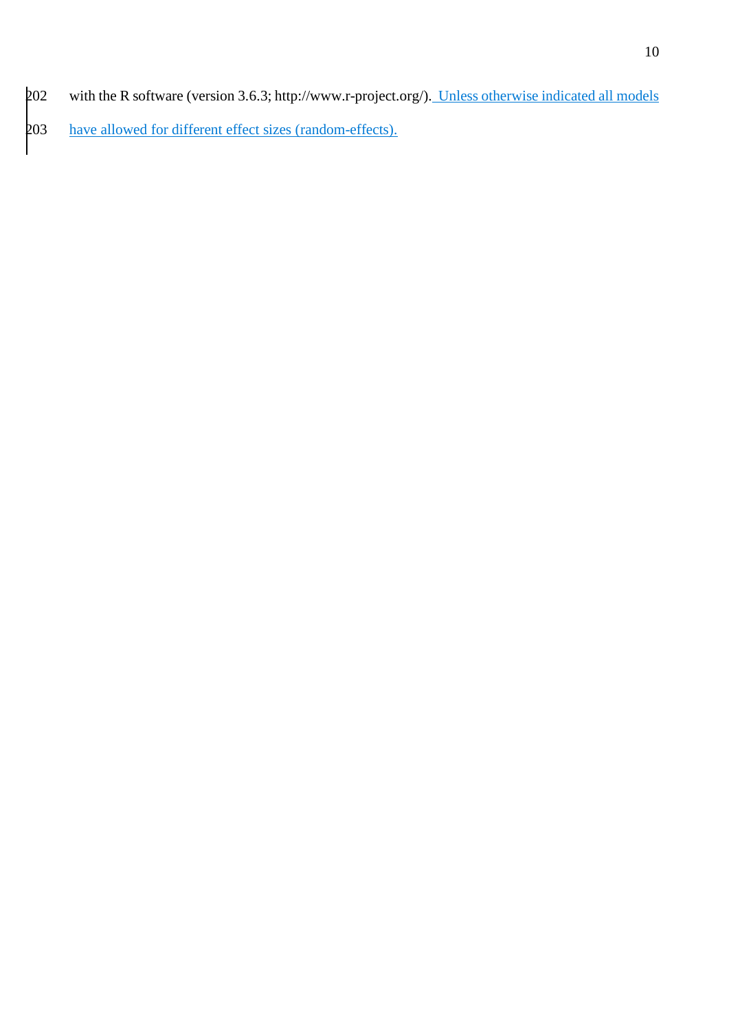with the R software (version 3.6.3; http://www.r-project.org/). Unless otherwise indicated all models have allowed for different effect sizes (random-effects).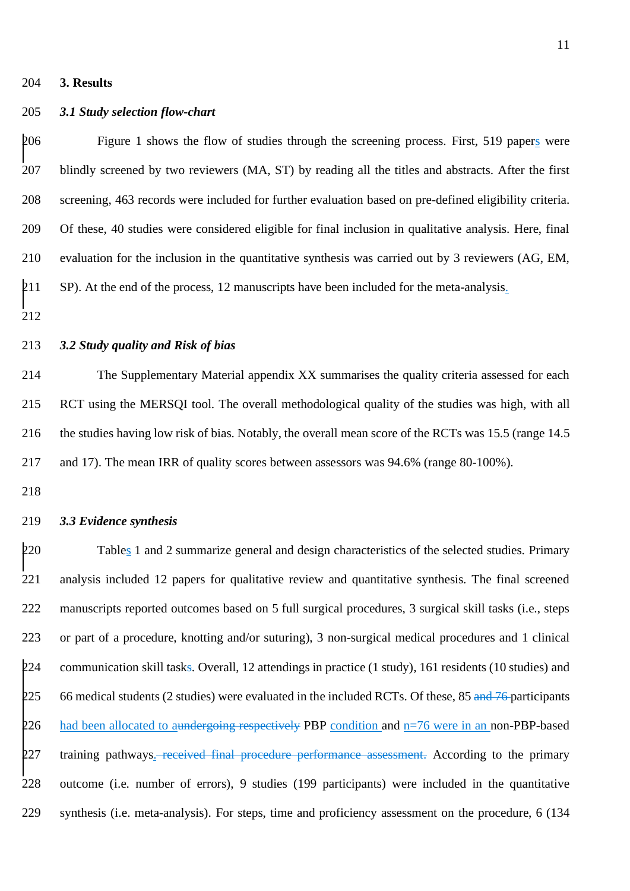## 3. Results

### *3.1 Study selection flow-chart*

Figure 1 shows the flow of studies through the screening process. First, 519 papers were blindly screened by two reviewers (MA, ST) by reading all the titles and abstracts. After the first screening, 463 records were included for further evaluation based on pre-defined eligibility criteria. Of these, 40 studies were considered eligible for final inclusion in qualitative analysis. Here, final evaluation for the inclusion in the quantitative synthesis was carried out by 3 reviewers (AG, EM, SP). At the end of the process, 12 manuscripts have been included for the meta-analysis.

### *3.2 Study quality and Risk of bias*

The Supplementary Material appendix XX summarises the quality criteria assessed for each RCT using the MERSQI tool. The overall methodological quality of the studies was high, with all the studies having low risk of bias. Notably, the overall mean score of the RCTs was 15.5 (range 14.5 and 17). The mean IRR of quality scores between assessors was 94.6% (range 80-100%).

### *3.3 Evidence synthesis*

Tables 1 and 2 summarize general and design characteristics of the selected studies. Primary analysis included 12 papers for qualitative review and quantitative synthesis. The final screened manuscripts reported outcomes based on 5 full surgical procedures, 3 surgical skill tasks (i.e., steps or part of a procedure, knotting and/or suturing), 3 non-surgical medical procedures and 1 clinical communication skill task~~s~~. Overall, 12 attendings in practice (1 study), 161 residents (10 studies) and 66 medical students (2 studies) were evaluated in the included RCTs. Of these, 85 ~~and 76~~ participants had been allocated to a~~undergoing respectively~~ PBP condition and n=76 were in an non-PBP-based training pathways.~~ received final procedure performance assessment.~~ According to the primary outcome (i.e. number of errors), 9 studies (199 participants) were included in the quantitative synthesis (i.e. meta-analysis). For steps, time and proficiency assessment on the procedure, 6 (134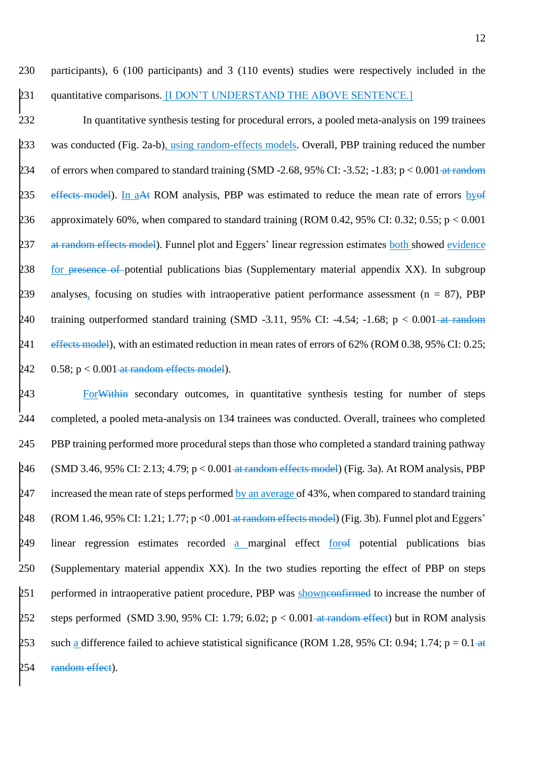participants), 6 (100 participants) and 3 (110 events) studies were respectively included in the quantitative comparisons. [I DON'T UNDERSTAND THE ABOVE SENTENCE.]

In quantitative synthesis testing for procedural errors, a pooled meta-analysis on 199 trainees was conducted (Fig. 2a-b), using random-effects models. Overall, PBP training reduced the number of errors when compared to standard training (SMD -2.68, 95% CI: -3.52; -1.83; p < 0.001~~ at random effects model~~). In a~~At~~ ROM analysis, PBP was estimated to reduce the mean rate of errors by~~of~~ approximately 60%, when compared to standard training (ROM 0.42, 95% CI: 0.32; 0.55; p < 0.001 ~~at random effects model~~). Funnel plot and Eggers' linear regression estimates both showed evidence for ~~presence of~~ potential publications bias (Supplementary material appendix XX). In subgroup analyses, focusing on studies with intraoperative patient performance assessment (n = 87), PBP training outperformed standard training (SMD -3.11, 95% CI: -4.54; -1.68; p < 0.001~~ at random effects model~~), with an estimated reduction in mean rates of errors of 62% (ROM 0.38, 95% CI: 0.25; 0.58; p < 0.001~~ at random effects model~~).

For~~Within~~ secondary outcomes, in quantitative synthesis testing for number of steps completed, a pooled meta-analysis on 134 trainees was conducted. Overall, trainees who completed PBP training performed more procedural steps than those who completed a standard training pathway (SMD 3.46, 95% CI: 2.13; 4.79; p < 0.001~~ at random effects model~~) (Fig. 3a). At ROM analysis, PBP increased the mean rate of steps performed by an average of 43%, when compared to standard training (ROM 1.46, 95% CI: 1.21; 1.77; p <0 .001~~ at random effects model~~) (Fig. 3b). Funnel plot and Eggers' linear regression estimates recorded a marginal effect for~~of~~ potential publications bias (Supplementary material appendix XX). In the two studies reporting the effect of PBP on steps performed in intraoperative patient procedure, PBP was shown~~confirmed~~ to increase the number of steps performed (SMD 3.90, 95% CI: 1.79; 6.02; p < 0.001~~ at random effect~~) but in ROM analysis such a difference failed to achieve statistical significance (ROM 1.28, 95% CI: 0.94; 1.74; p = 0.1~~ at random effect~~).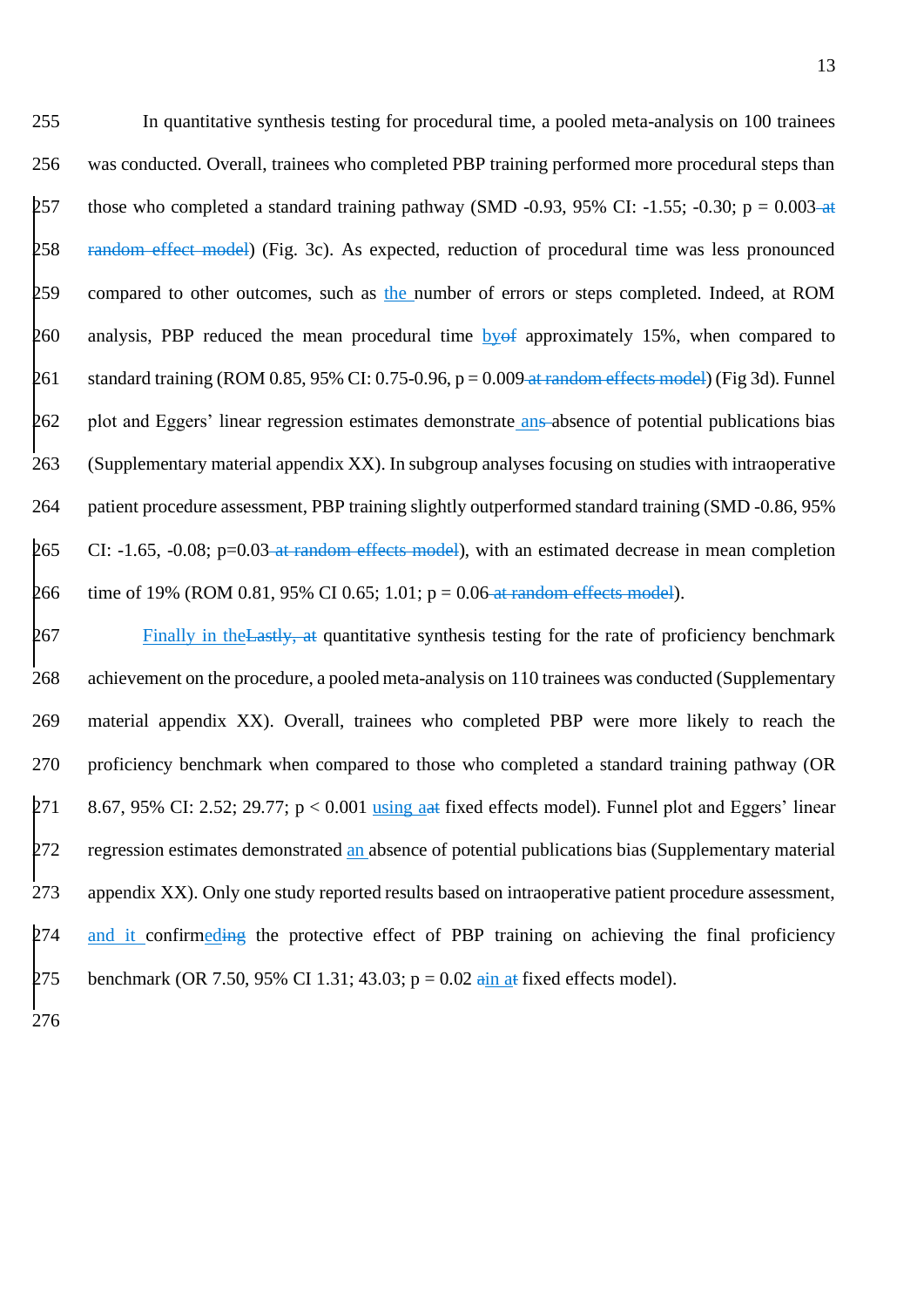In quantitative synthesis testing for procedural time, a pooled meta-analysis on 100 trainees was conducted. Overall, trainees who completed PBP training performed more procedural steps than those who completed a standard training pathway (SMD -0.93, 95% CI: -1.55; -0.30; p = 0.003~~ at random effect model~~) (Fig. 3c). As expected, reduction of procedural time was less pronounced compared to other outcomes, such as the number of errors or steps completed. Indeed, at ROM analysis, PBP reduced the mean procedural time by~~of~~ approximately 15%, when compared to standard training (ROM 0.85, 95% CI: 0.75-0.96, p = 0.009~~ at random effects model~~) (Fig 3d). Funnel plot and Eggers' linear regression estimates demonstrate an~~s ~~absence of potential publications bias (Supplementary material appendix XX). In subgroup analyses focusing on studies with intraoperative patient procedure assessment, PBP training slightly outperformed standard training (SMD -0.86, 95% CI: -1.65, -0.08; p=0.03~~ at random effects model~~), with an estimated decrease in mean completion time of 19% (ROM 0.81, 95% CI 0.65; 1.01; p = 0.06~~ at random effects model~~).

Finally in the~~Lastly, at~~ quantitative synthesis testing for the rate of proficiency benchmark achievement on the procedure, a pooled meta-analysis on 110 trainees was conducted (Supplementary material appendix XX). Overall, trainees who completed PBP were more likely to reach the proficiency benchmark when compared to those who completed a standard training pathway (OR 8.67, 95% CI: 2.52; 29.77; p < 0.001 using a~~at~~ fixed effects model). Funnel plot and Eggers' linear regression estimates demonstrated an absence of potential publications bias (Supplementary material appendix XX). Only one study reported results based on intraoperative patient procedure assessment, and it confirmed~~ing~~ the protective effect of PBP training on achieving the final proficiency benchmark (OR 7.50, 95% CI 1.31; 43.03; p = 0.02 ~~a~~in a~~t~~ fixed effects model).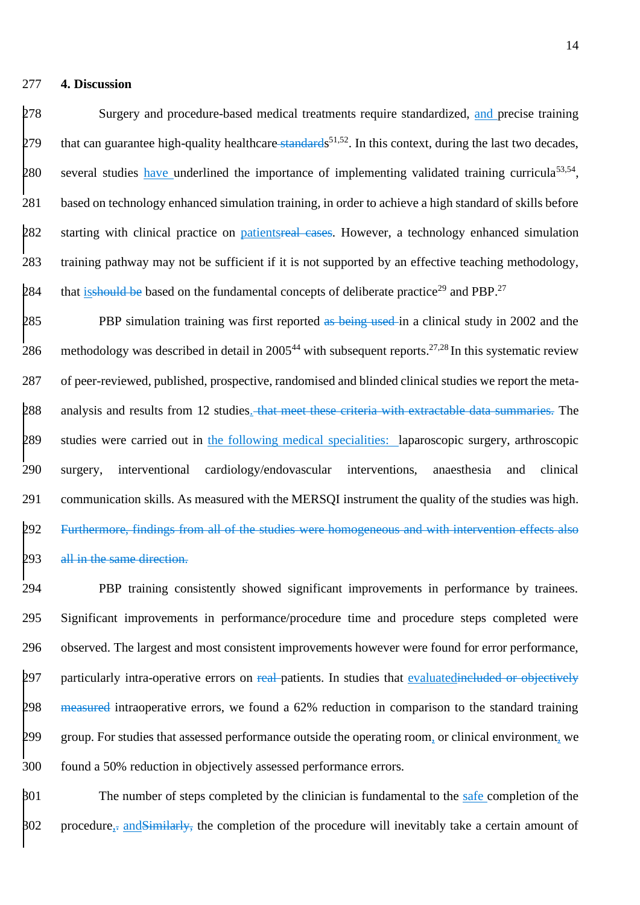## 4. Discussion

Surgery and procedure-based medical treatments require standardized, and precise training that can guarantee high-quality healthcare~~ standard~~s[51,52]. In this context, during the last two decades, several studies have underlined the importance of implementing validated training curricula[53,54], based on technology enhanced simulation training, in order to achieve a high standard of skills before starting with clinical practice on patients~~real cases~~. However, a technology enhanced simulation training pathway may not be sufficient if it is not supported by an effective teaching methodology, that is~~should be~~ based on the fundamental concepts of deliberate practice[29] and PBP.[27]

PBP simulation training was first reported ~~as being used~~ in a clinical study in 2002 and the methodology was described in detail in 2005[44] with subsequent reports.[27,28] In this systematic review of peer-reviewed, published, prospective, randomised and blinded clinical studies we report the meta-analysis and results from 12 studies.~~, that meet these criteria with extractable data summaries.~~ The studies were carried out in the following medical specialities: laparoscopic surgery, arthroscopic surgery, interventional cardiology/endovascular interventions, anaesthesia and clinical communication skills. As measured with the MERSQI instrument the quality of the studies was high. ~~Furthermore, findings from all of the studies were homogeneous and with intervention effects also all in the same direction.~~

PBP training consistently showed significant improvements in performance by trainees. Significant improvements in performance/procedure time and procedure steps completed were observed. The largest and most consistent improvements however were found for error performance, particularly intra-operative errors on ~~real~~ patients. In studies that evaluated~~included or objectively measured~~ intraoperative errors, we found a 62% reduction in comparison to the standard training group. For studies that assessed performance outside the operating room, or clinical environment, we found a 50% reduction in objectively assessed performance errors.

The number of steps completed by the clinician is fundamental to the safe completion of the procedure,~~.~~ and~~Similarly,~~ the completion of the procedure will inevitably take a certain amount of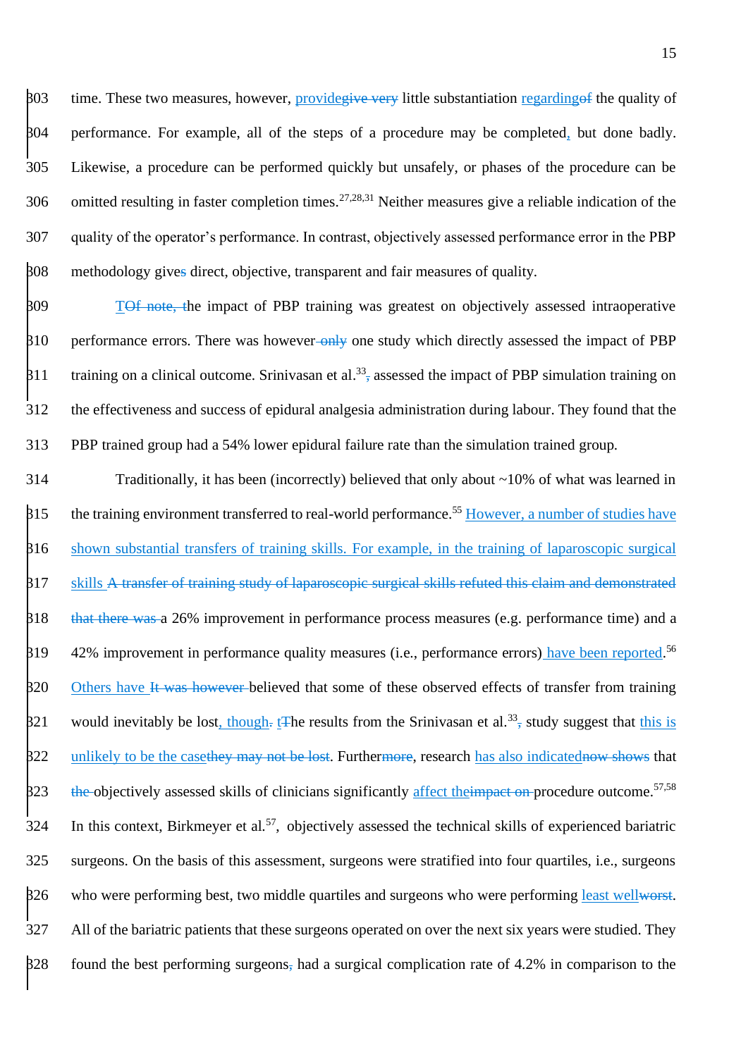time. These two measures, however, provide~~give very~~ little substantiation regarding~~of~~ the quality of performance. For example, all of the steps of a procedure may be completed, but done badly. Likewise, a procedure can be performed quickly but unsafely, or phases of the procedure can be omitted resulting in faster completion times.[27,28,31] Neither measures give a reliable indication of the quality of the operator's performance. In contrast, objectively assessed performance error in the PBP methodology gives direct, objective, transparent and fair measures of quality.

T~~Of note, t~~he impact of PBP training was greatest on objectively assessed intraoperative performance errors. There was however~~ only~~ one study which directly assessed the impact of PBP training on a clinical outcome. Srinivasan et al.[33]~~,~~ assessed the impact of PBP simulation training on the effectiveness and success of epidural analgesia administration during labour. They found that the PBP trained group had a 54% lower epidural failure rate than the simulation trained group.

Traditionally, it has been (incorrectly) believed that only about ~10% of what was learned in the training environment transferred to real-world performance.[55] However, a number of studies have shown substantial transfers of training skills. For example, in the training of laparoscopic surgical skills ~~A transfer of training study of laparoscopic surgical skills refuted this claim and demonstrated that there was ~~a 26% improvement in performance process measures (e.g. performance time) and a 42% improvement in performance quality measures (i.e., performance errors) have been reported.[56] Others have ~~It was however ~~believed that some of these observed effects of transfer from training would inevitably be lost, though~~.~~ t~~T~~he results from the Srinivasan et al.[33]~~,~~ study suggest that this is unlikely to be the case~~they may not be lost~~. Further~~more~~, research has also indicated~~now shows~~ that ~~the ~~objectively assessed skills of clinicians significantly affect the~~impact on ~~procedure outcome.[57,58] In this context, Birkmeyer et al.[57], objectively assessed the technical skills of experienced bariatric surgeons. On the basis of this assessment, surgeons were stratified into four quartiles, i.e., surgeons who were performing best, two middle quartiles and surgeons who were performing least well~~worst~~. All of the bariatric patients that these surgeons operated on over the next six years were studied. They found the best performing surgeons~~,~~ had a surgical complication rate of 4.2% in comparison to the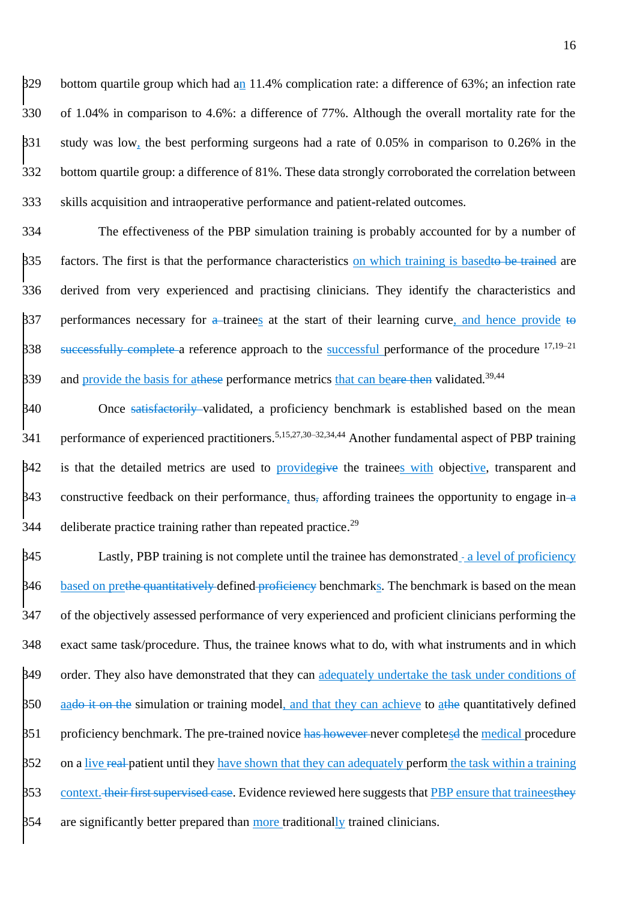bottom quartile group which had an 11.4% complication rate: a difference of 63%; an infection rate of 1.04% in comparison to 4.6%: a difference of 77%. Although the overall mortality rate for the study was low, the best performing surgeons had a rate of 0.05% in comparison to 0.26% in the bottom quartile group: a difference of 81%. These data strongly corroborated the correlation between skills acquisition and intraoperative performance and patient-related outcomes.

The effectiveness of the PBP simulation training is probably accounted for by a number of factors. The first is that the performance characteristics on which training is based~~to be trained~~ are derived from very experienced and practising clinicians. They identify the characteristics and performances necessary for ~~a~~ trainees at the start of their learning curve, and hence provide ~~to successfully complete~~ a reference approach to the successful performance of the procedure [17,19–21] and provide the basis for a~~these~~ performance metrics that can be~~are then~~ validated.[39,44]

Once ~~satisfactorily~~ validated, a proficiency benchmark is established based on the mean performance of experienced practitioners.[5,15,27,30–32,34,44] Another fundamental aspect of PBP training is that the detailed metrics are used to provide~~give~~ the trainees with objective, transparent and constructive feedback on their performance, thus~~,~~ affording trainees the opportunity to engage in~~ a~~ deliberate practice training rather than repeated practice.[29]

Lastly, PBP training is not complete until the trainee has demonstrated ~~-~~ a level of proficiency based on pre~~the quantitatively~~ defined ~~proficiency~~ benchmarks. The benchmark is based on the mean of the objectively assessed performance of very experienced and proficient clinicians performing the exact same task/procedure. Thus, the trainee knows what to do, with what instruments and in which order. They also have demonstrated that they can adequately undertake the task under conditions of a~~do it on the~~ simulation or training model, and that they can achieve to a~~the~~ quantitatively defined proficiency benchmark. The pre-trained novice ~~has however~~ never completes~~d~~ the medical procedure on a live ~~real~~ patient until they have shown that they can adequately perform the task within a training context.~~ their first supervised case~~. Evidence reviewed here suggests that PBP ensure that trainees~~they~~ are significantly better prepared than more traditionally trained clinicians.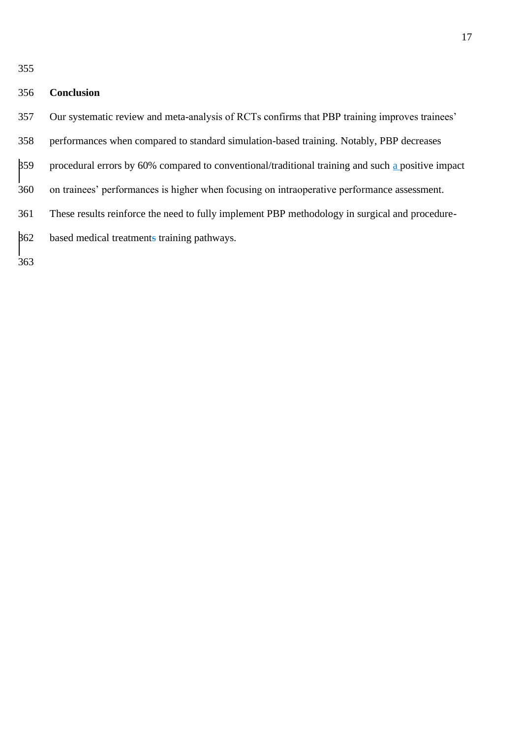## Conclusion

Our systematic review and meta-analysis of RCTs confirms that PBP training improves trainees' performances when compared to standard simulation-based training. Notably, PBP decreases procedural errors by 60% compared to conventional/traditional training and such a positive impact on trainees' performances is higher when focusing on intraoperative performance assessment. These results reinforce the need to fully implement PBP methodology in surgical and procedure-based medical treatment training pathways.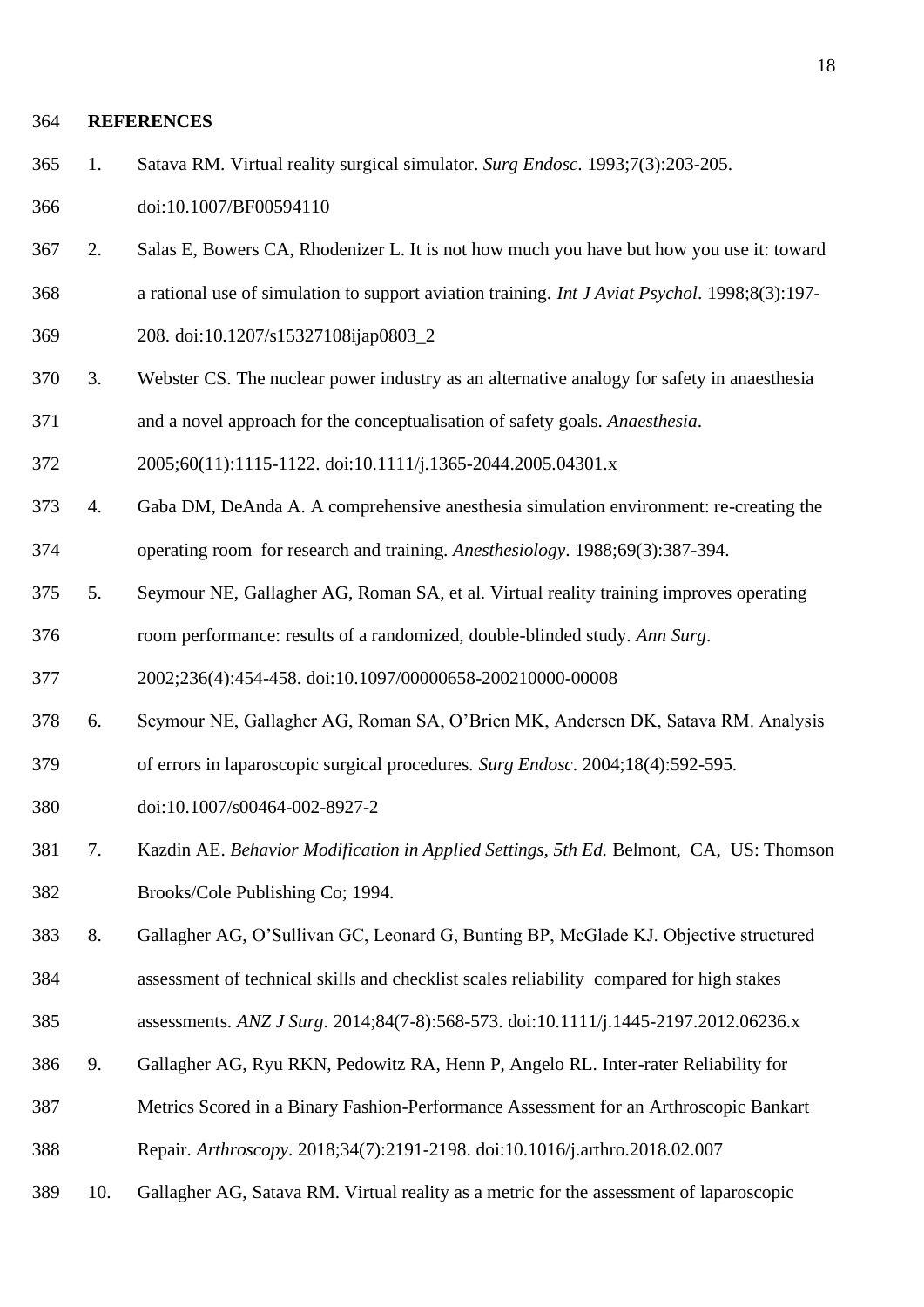## REFERENCES

1. Satava RM. Virtual reality surgical simulator. *Surg Endosc*. 1993;7(3):203-205. doi:10.1007/BF00594110
2. Salas E, Bowers CA, Rhodenizer L. It is not how much you have but how you use it: toward a rational use of simulation to support aviation training. *Int J Aviat Psychol*. 1998;8(3):197-208. doi:10.1207/s15327108ijap0803_2
3. Webster CS. The nuclear power industry as an alternative analogy for safety in anaesthesia and a novel approach for the conceptualisation of safety goals. *Anaesthesia*. 2005;60(11):1115-1122. doi:10.1111/j.1365-2044.2005.04301.x
4. Gaba DM, DeAnda A. A comprehensive anesthesia simulation environment: re-creating the operating room for research and training. *Anesthesiology*. 1988;69(3):387-394.
5. Seymour NE, Gallagher AG, Roman SA, et al. Virtual reality training improves operating room performance: results of a randomized, double-blinded study. *Ann Surg*. 2002;236(4):454-458. doi:10.1097/00000658-200210000-00008
6. Seymour NE, Gallagher AG, Roman SA, O'Brien MK, Andersen DK, Satava RM. Analysis of errors in laparoscopic surgical procedures. *Surg Endosc*. 2004;18(4):592-595. doi:10.1007/s00464-002-8927-2
7. Kazdin AE. *Behavior Modification in Applied Settings, 5th Ed.* Belmont, CA, US: Thomson Brooks/Cole Publishing Co; 1994.
8. Gallagher AG, O'Sullivan GC, Leonard G, Bunting BP, McGlade KJ. Objective structured assessment of technical skills and checklist scales reliability compared for high stakes assessments. *ANZ J Surg*. 2014;84(7-8):568-573. doi:10.1111/j.1445-2197.2012.06236.x
9. Gallagher AG, Ryu RKN, Pedowitz RA, Henn P, Angelo RL. Inter-rater Reliability for Metrics Scored in a Binary Fashion-Performance Assessment for an Arthroscopic Bankart Repair. *Arthroscopy*. 2018;34(7):2191-2198. doi:10.1016/j.arthro.2018.02.007
10. Gallagher AG, Satava RM. Virtual reality as a metric for the assessment of laparoscopic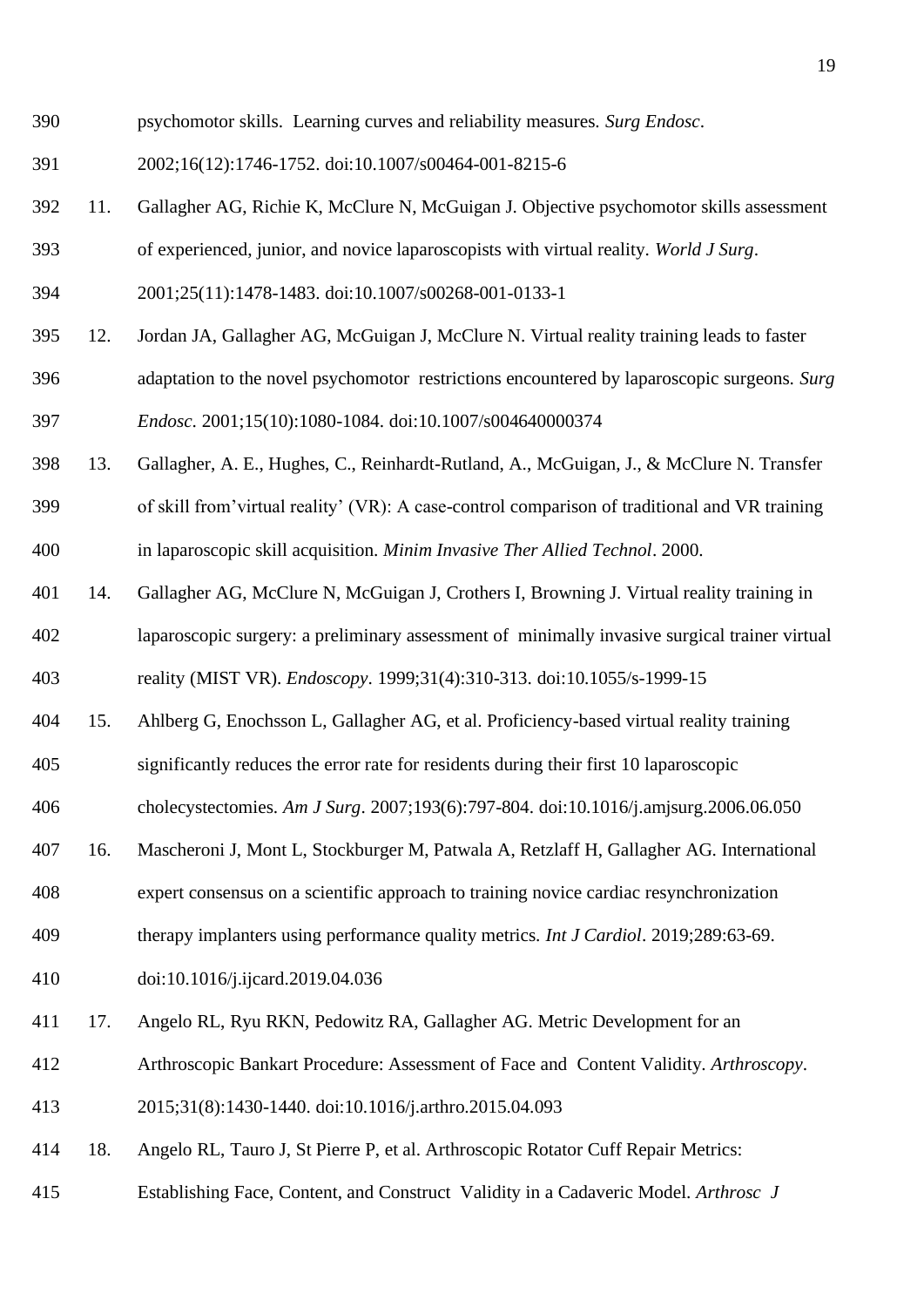psychomotor skills. Learning curves and reliability measures. *Surg Endosc*. 2002;16(12):1746-1752. doi:10.1007/s00464-001-8215-6

11. Gallagher AG, Richie K, McClure N, McGuigan J. Objective psychomotor skills assessment of experienced, junior, and novice laparoscopists with virtual reality. *World J Surg*. 2001;25(11):1478-1483. doi:10.1007/s00268-001-0133-1
12. Jordan JA, Gallagher AG, McGuigan J, McClure N. Virtual reality training leads to faster adaptation to the novel psychomotor restrictions encountered by laparoscopic surgeons. *Surg Endosc*. 2001;15(10):1080-1084. doi:10.1007/s004640000374
13. Gallagher, A. E., Hughes, C., Reinhardt-Rutland, A., McGuigan, J., & McClure N. Transfer of skill from'virtual reality' (VR): A case-control comparison of traditional and VR training in laparoscopic skill acquisition. *Minim Invasive Ther Allied Technol*. 2000.
14. Gallagher AG, McClure N, McGuigan J, Crothers I, Browning J. Virtual reality training in laparoscopic surgery: a preliminary assessment of minimally invasive surgical trainer virtual reality (MIST VR). *Endoscopy*. 1999;31(4):310-313. doi:10.1055/s-1999-15
15. Ahlberg G, Enochsson L, Gallagher AG, et al. Proficiency-based virtual reality training significantly reduces the error rate for residents during their first 10 laparoscopic cholecystectomies. *Am J Surg*. 2007;193(6):797-804. doi:10.1016/j.amjsurg.2006.06.050
16. Mascheroni J, Mont L, Stockburger M, Patwala A, Retzlaff H, Gallagher AG. International expert consensus on a scientific approach to training novice cardiac resynchronization therapy implanters using performance quality metrics. *Int J Cardiol*. 2019;289:63-69. doi:10.1016/j.ijcard.2019.04.036
17. Angelo RL, Ryu RKN, Pedowitz RA, Gallagher AG. Metric Development for an Arthroscopic Bankart Procedure: Assessment of Face and Content Validity. *Arthroscopy*. 2015;31(8):1430-1440. doi:10.1016/j.arthro.2015.04.093
18. Angelo RL, Tauro J, St Pierre P, et al. Arthroscopic Rotator Cuff Repair Metrics: Establishing Face, Content, and Construct Validity in a Cadaveric Model. *Arthrosc J*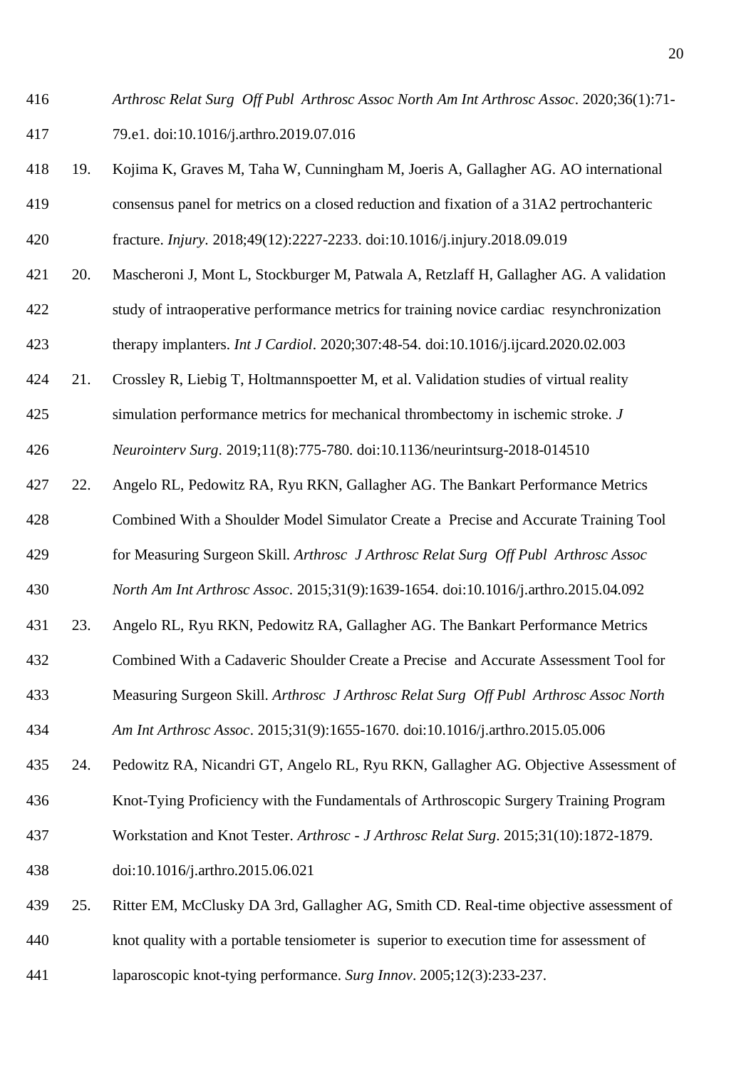*Arthrosc Relat Surg Off Publ Arthrosc Assoc North Am Int Arthrosc Assoc*. 2020;36(1):71-79.e1. doi:10.1016/j.arthro.2019.07.016

19. Kojima K, Graves M, Taha W, Cunningham M, Joeris A, Gallagher AG. AO international consensus panel for metrics on a closed reduction and fixation of a 31A2 pertrochanteric fracture. *Injury*. 2018;49(12):2227-2233. doi:10.1016/j.injury.2018.09.019

20. Mascheroni J, Mont L, Stockburger M, Patwala A, Retzlaff H, Gallagher AG. A validation study of intraoperative performance metrics for training novice cardiac resynchronization therapy implanters. *Int J Cardiol*. 2020;307:48-54. doi:10.1016/j.ijcard.2020.02.003

21. Crossley R, Liebig T, Holtmannspoetter M, et al. Validation studies of virtual reality simulation performance metrics for mechanical thrombectomy in ischemic stroke. *J Neurointerv Surg*. 2019;11(8):775-780. doi:10.1136/neurintsurg-2018-014510

22. Angelo RL, Pedowitz RA, Ryu RKN, Gallagher AG. The Bankart Performance Metrics Combined With a Shoulder Model Simulator Create a Precise and Accurate Training Tool for Measuring Surgeon Skill. *Arthrosc J Arthrosc Relat Surg Off Publ Arthrosc Assoc North Am Int Arthrosc Assoc*. 2015;31(9):1639-1654. doi:10.1016/j.arthro.2015.04.092

23. Angelo RL, Ryu RKN, Pedowitz RA, Gallagher AG. The Bankart Performance Metrics Combined With a Cadaveric Shoulder Create a Precise and Accurate Assessment Tool for Measuring Surgeon Skill. *Arthrosc J Arthrosc Relat Surg Off Publ Arthrosc Assoc North Am Int Arthrosc Assoc*. 2015;31(9):1655-1670. doi:10.1016/j.arthro.2015.05.006

24. Pedowitz RA, Nicandri GT, Angelo RL, Ryu RKN, Gallagher AG. Objective Assessment of Knot-Tying Proficiency with the Fundamentals of Arthroscopic Surgery Training Program Workstation and Knot Tester. *Arthrosc - J Arthrosc Relat Surg*. 2015;31(10):1872-1879. doi:10.1016/j.arthro.2015.06.021

25. Ritter EM, McClusky DA 3rd, Gallagher AG, Smith CD. Real-time objective assessment of knot quality with a portable tensiometer is superior to execution time for assessment of laparoscopic knot-tying performance. *Surg Innov*. 2005;12(3):233-237.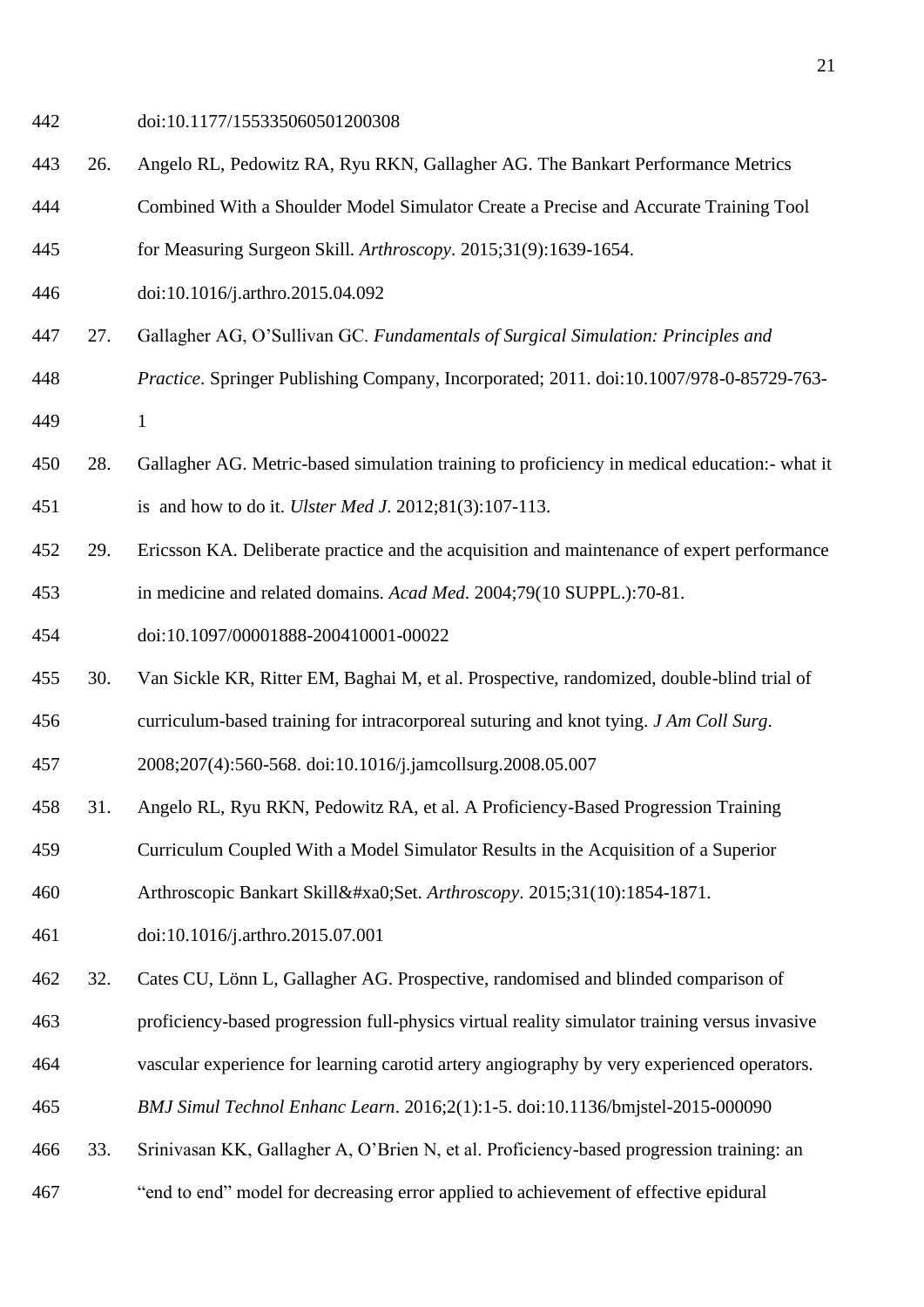doi:10.1177/155335060501200308

26. Angelo RL, Pedowitz RA, Ryu RKN, Gallagher AG. The Bankart Performance Metrics Combined With a Shoulder Model Simulator Create a Precise and Accurate Training Tool for Measuring Surgeon Skill. *Arthroscopy*. 2015;31(9):1639-1654. doi:10.1016/j.arthro.2015.04.092
27. Gallagher AG, O'Sullivan GC. *Fundamentals of Surgical Simulation: Principles and Practice*. Springer Publishing Company, Incorporated; 2011. doi:10.1007/978-0-85729-763-1
28. Gallagher AG. Metric-based simulation training to proficiency in medical education:- what it is and how to do it. *Ulster Med J*. 2012;81(3):107-113.
29. Ericsson KA. Deliberate practice and the acquisition and maintenance of expert performance in medicine and related domains. *Acad Med*. 2004;79(10 SUPPL.):70-81. doi:10.1097/00001888-200410001-00022
30. Van Sickle KR, Ritter EM, Baghai M, et al. Prospective, randomized, double-blind trial of curriculum-based training for intracorporeal suturing and knot tying. *J Am Coll Surg*. 2008;207(4):560-568. doi:10.1016/j.jamcollsurg.2008.05.007
31. Angelo RL, Ryu RKN, Pedowitz RA, et al. A Proficiency-Based Progression Training Curriculum Coupled With a Model Simulator Results in the Acquisition of a Superior Arthroscopic Bankart Skill&#xa0;Set. *Arthroscopy*. 2015;31(10):1854-1871. doi:10.1016/j.arthro.2015.07.001
32. Cates CU, Lönn L, Gallagher AG. Prospective, randomised and blinded comparison of proficiency-based progression full-physics virtual reality simulator training versus invasive vascular experience for learning carotid artery angiography by very experienced operators. *BMJ Simul Technol Enhanc Learn*. 2016;2(1):1-5. doi:10.1136/bmjstel-2015-000090
33. Srinivasan KK, Gallagher A, O'Brien N, et al. Proficiency-based progression training: an "end to end" model for decreasing error applied to achievement of effective epidural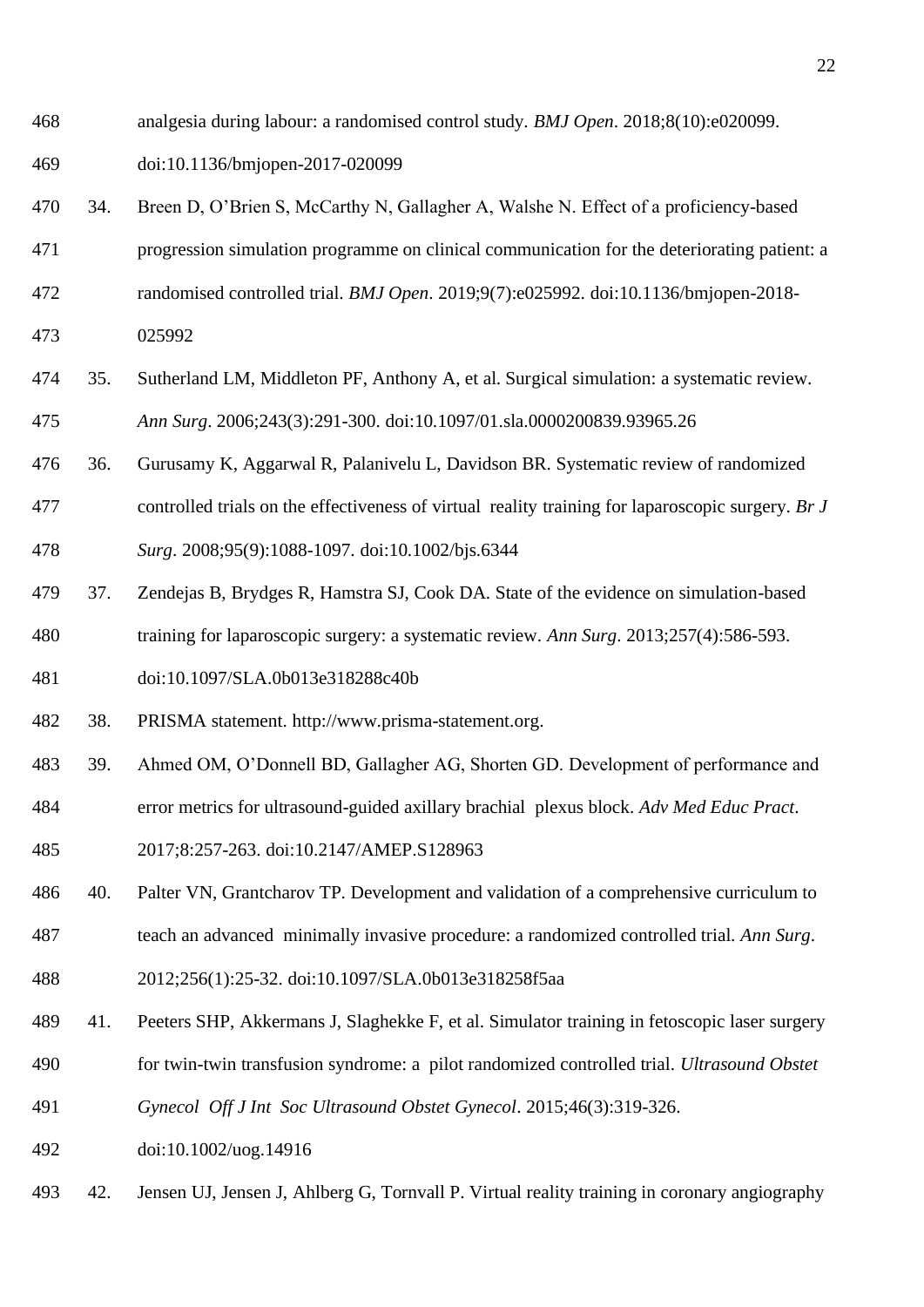analgesia during labour: a randomised control study. *BMJ Open*. 2018;8(10):e020099. doi:10.1136/bmjopen-2017-020099

34. Breen D, O'Brien S, McCarthy N, Gallagher A, Walshe N. Effect of a proficiency-based progression simulation programme on clinical communication for the deteriorating patient: a randomised controlled trial. *BMJ Open*. 2019;9(7):e025992. doi:10.1136/bmjopen-2018-025992
35. Sutherland LM, Middleton PF, Anthony A, et al. Surgical simulation: a systematic review. *Ann Surg*. 2006;243(3):291-300. doi:10.1097/01.sla.0000200839.93965.26
36. Gurusamy K, Aggarwal R, Palanivelu L, Davidson BR. Systematic review of randomized controlled trials on the effectiveness of virtual reality training for laparoscopic surgery. *Br J Surg*. 2008;95(9):1088-1097. doi:10.1002/bjs.6344
37. Zendejas B, Brydges R, Hamstra SJ, Cook DA. State of the evidence on simulation-based training for laparoscopic surgery: a systematic review. *Ann Surg*. 2013;257(4):586-593. doi:10.1097/SLA.0b013e318288c40b
38. PRISMA statement. http://www.prisma-statement.org.
39. Ahmed OM, O'Donnell BD, Gallagher AG, Shorten GD. Development of performance and error metrics for ultrasound-guided axillary brachial plexus block. *Adv Med Educ Pract*. 2017;8:257-263. doi:10.2147/AMEP.S128963
40. Palter VN, Grantcharov TP. Development and validation of a comprehensive curriculum to teach an advanced minimally invasive procedure: a randomized controlled trial. *Ann Surg*. 2012;256(1):25-32. doi:10.1097/SLA.0b013e318258f5aa
41. Peeters SHP, Akkermans J, Slaghekke F, et al. Simulator training in fetoscopic laser surgery for twin-twin transfusion syndrome: a pilot randomized controlled trial. *Ultrasound Obstet Gynecol Off J Int Soc Ultrasound Obstet Gynecol*. 2015;46(3):319-326. doi:10.1002/uog.14916
42. Jensen UJ, Jensen J, Ahlberg G, Tornvall P. Virtual reality training in coronary angiography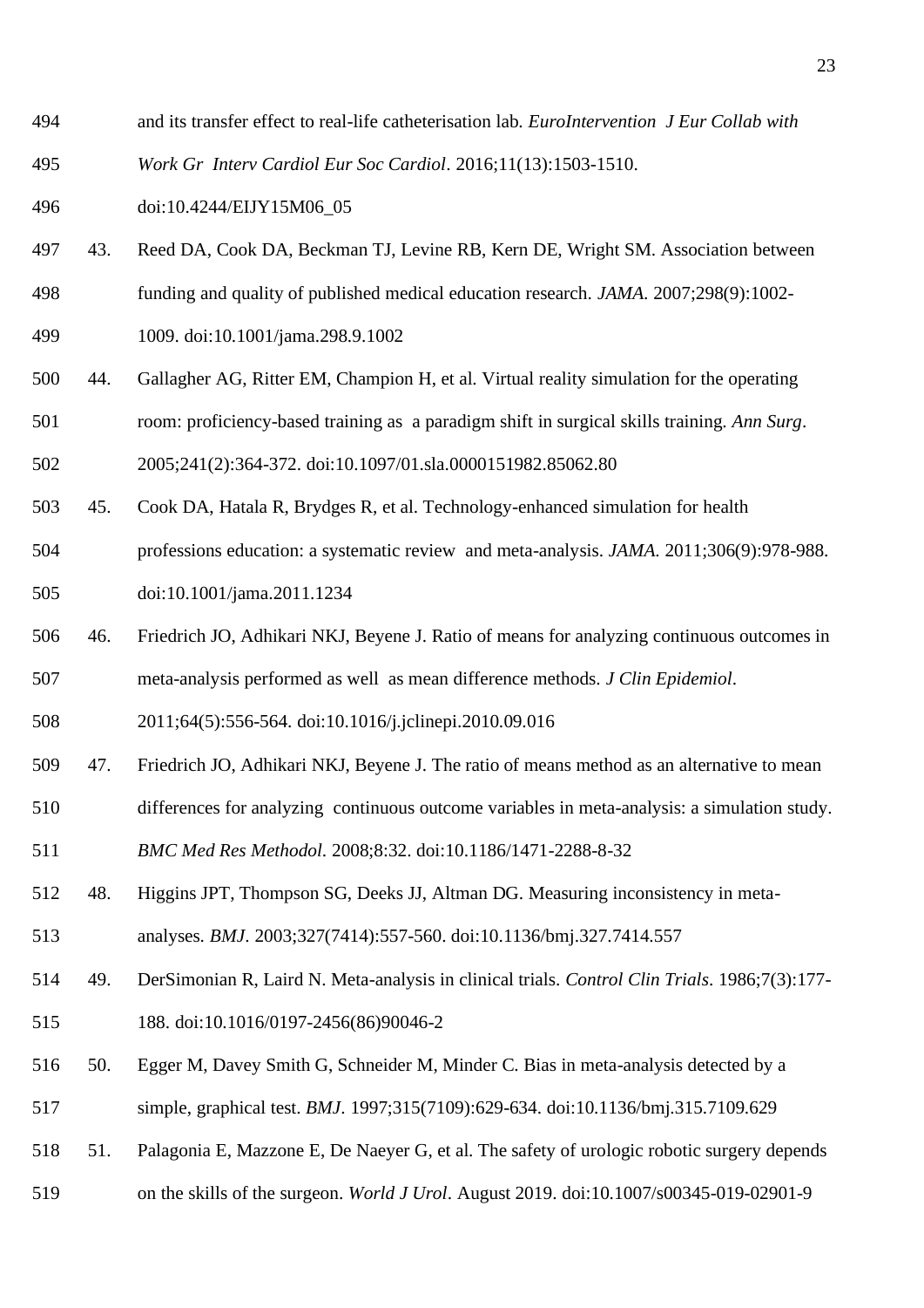and its transfer effect to real-life catheterisation lab. *EuroIntervention J Eur Collab with Work Gr Interv Cardiol Eur Soc Cardiol*. 2016;11(13):1503-1510. doi:10.4244/EIJY15M06_05

43. Reed DA, Cook DA, Beckman TJ, Levine RB, Kern DE, Wright SM. Association between funding and quality of published medical education research. *JAMA*. 2007;298(9):1002-1009. doi:10.1001/jama.298.9.1002

44. Gallagher AG, Ritter EM, Champion H, et al. Virtual reality simulation for the operating room: proficiency-based training as a paradigm shift in surgical skills training. *Ann Surg*. 2005;241(2):364-372. doi:10.1097/01.sla.0000151982.85062.80

45. Cook DA, Hatala R, Brydges R, et al. Technology-enhanced simulation for health professions education: a systematic review and meta-analysis. *JAMA*. 2011;306(9):978-988. doi:10.1001/jama.2011.1234

46. Friedrich JO, Adhikari NKJ, Beyene J. Ratio of means for analyzing continuous outcomes in meta-analysis performed as well as mean difference methods. *J Clin Epidemiol*. 2011;64(5):556-564. doi:10.1016/j.jclinepi.2010.09.016

47. Friedrich JO, Adhikari NKJ, Beyene J. The ratio of means method as an alternative to mean differences for analyzing continuous outcome variables in meta-analysis: a simulation study. *BMC Med Res Methodol*. 2008;8:32. doi:10.1186/1471-2288-8-32

48. Higgins JPT, Thompson SG, Deeks JJ, Altman DG. Measuring inconsistency in meta-analyses. *BMJ*. 2003;327(7414):557-560. doi:10.1136/bmj.327.7414.557

49. DerSimonian R, Laird N. Meta-analysis in clinical trials. *Control Clin Trials*. 1986;7(3):177-188. doi:10.1016/0197-2456(86)90046-2

50. Egger M, Davey Smith G, Schneider M, Minder C. Bias in meta-analysis detected by a simple, graphical test. *BMJ*. 1997;315(7109):629-634. doi:10.1136/bmj.315.7109.629

51. Palagonia E, Mazzone E, De Naeyer G, et al. The safety of urologic robotic surgery depends on the skills of the surgeon. *World J Urol*. August 2019. doi:10.1007/s00345-019-02901-9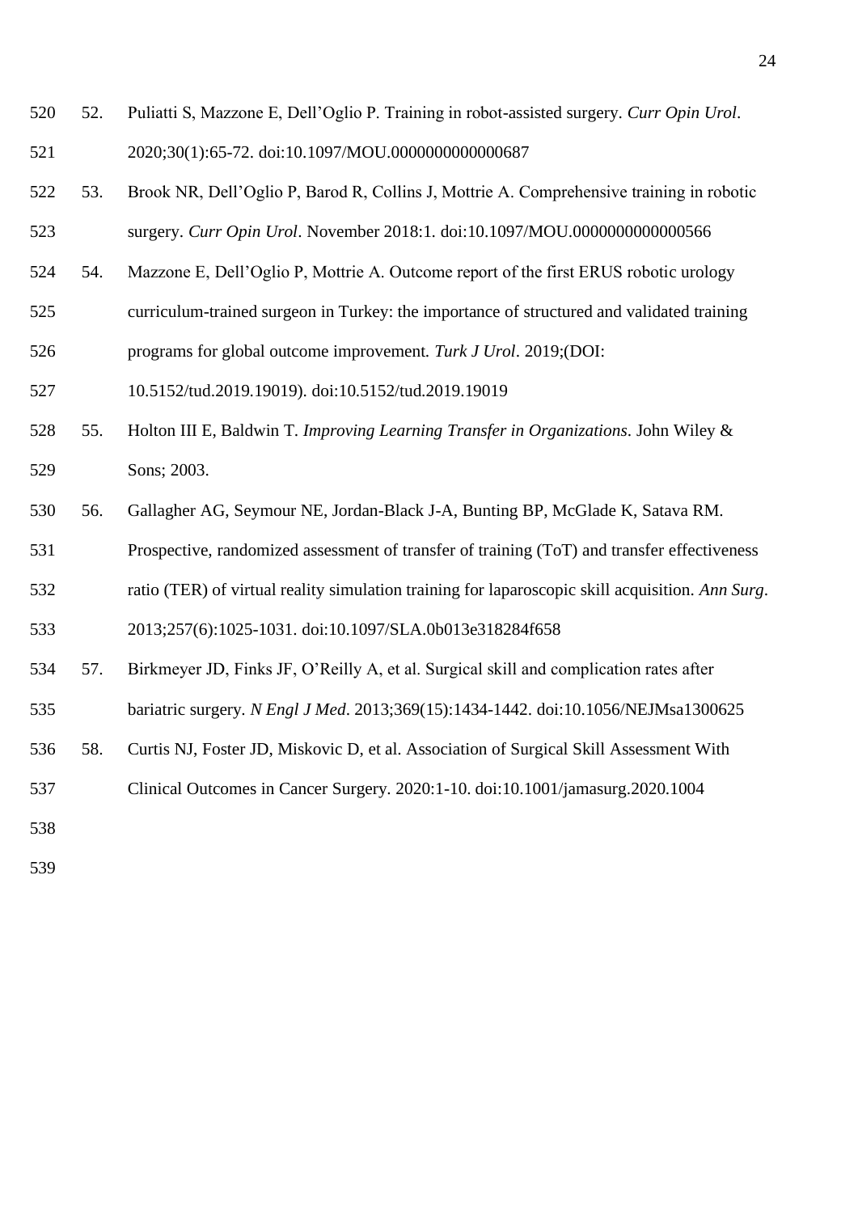52. Puliatti S, Mazzone E, Dell'Oglio P. Training in robot-assisted surgery. *Curr Opin Urol*. 2020;30(1):65-72. doi:10.1097/MOU.0000000000000687
53. Brook NR, Dell'Oglio P, Barod R, Collins J, Mottrie A. Comprehensive training in robotic surgery. *Curr Opin Urol*. November 2018:1. doi:10.1097/MOU.0000000000000566
54. Mazzone E, Dell'Oglio P, Mottrie A. Outcome report of the first ERUS robotic urology curriculum-trained surgeon in Turkey: the importance of structured and validated training programs for global outcome improvement. *Turk J Urol*. 2019;(DOI: 10.5152/tud.2019.19019). doi:10.5152/tud.2019.19019
55. Holton III E, Baldwin T. *Improving Learning Transfer in Organizations*. John Wiley & Sons; 2003.
56. Gallagher AG, Seymour NE, Jordan-Black J-A, Bunting BP, McGlade K, Satava RM. Prospective, randomized assessment of transfer of training (ToT) and transfer effectiveness ratio (TER) of virtual reality simulation training for laparoscopic skill acquisition. *Ann Surg*. 2013;257(6):1025-1031. doi:10.1097/SLA.0b013e318284f658
57. Birkmeyer JD, Finks JF, O'Reilly A, et al. Surgical skill and complication rates after bariatric surgery. *N Engl J Med*. 2013;369(15):1434-1442. doi:10.1056/NEJMsa1300625
58. Curtis NJ, Foster JD, Miskovic D, et al. Association of Surgical Skill Assessment With Clinical Outcomes in Cancer Surgery. 2020:1-10. doi:10.1001/jamasurg.2020.1004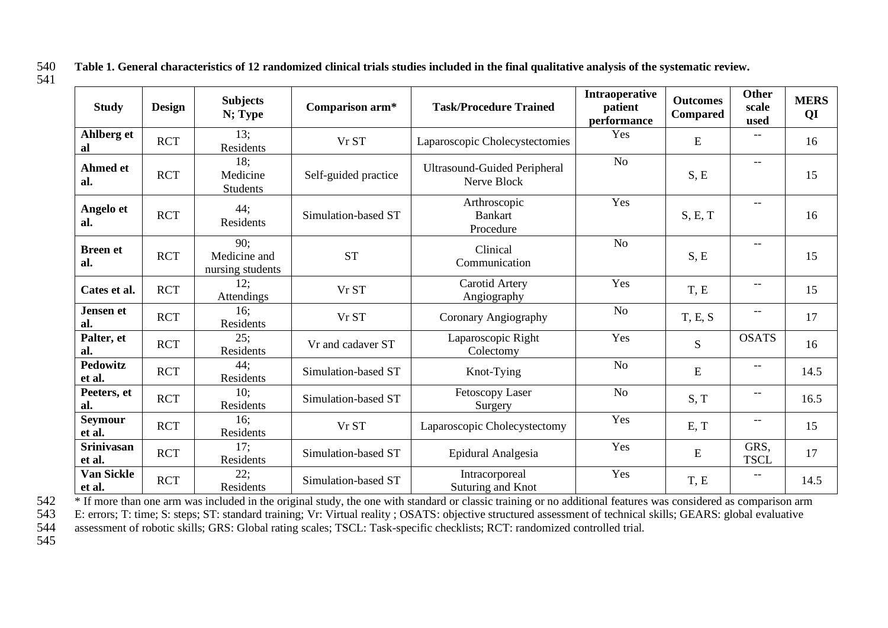**Table 1. General characteristics of 12 randomized clinical trials studies included in the final qualitative analysis of the systematic review.**

| Study | Design | Subjects N; Type | Comparison arm* | Task/Procedure Trained | Intraoperative patient performance | Outcomes Compared | Other scale used | MERS QI |
|---|---|---|---|---|---|---|---|---|
| Ahlberg et al | RCT | 13; Residents | Vr ST | Laparoscopic Cholecystectomies | Yes | E | -- | 16 |
| Ahmed et al. | RCT | 18; Medicine Students | Self-guided practice | Ultrasound-Guided Peripheral Nerve Block | No | S, E | -- | 15 |
| Angelo et al. | RCT | 44; Residents | Simulation-based ST | Arthroscopic Bankart Procedure | Yes | S, E, T | -- | 16 |
| Breen et al. | RCT | 90; Medicine and nursing students | ST | Clinical Communication | No | S, E | -- | 15 |
| Cates et al. | RCT | 12; Attendings | Vr ST | Carotid Artery Angiography | Yes | T, E | -- | 15 |
| Jensen et al. | RCT | 16; Residents | Vr ST | Coronary Angiography | No | T, E, S | -- | 17 |
| Palter, et al. | RCT | 25; Residents | Vr and cadaver ST | Laparoscopic Right Colectomy | Yes | S | OSATS | 16 |
| Pedowitz et al. | RCT | 44; Residents | Simulation-based ST | Knot-Tying | No | E | -- | 14.5 |
| Peeters, et al. | RCT | 10; Residents | Simulation-based ST | Fetoscopy Laser Surgery | No | S, T | -- | 16.5 |
| Seymour et al. | RCT | 16; Residents | Vr ST | Laparoscopic Cholecystectomy | Yes | E, T | -- | 15 |
| Srinivasan et al. | RCT | 17; Residents | Simulation-based ST | Epidural Analgesia | Yes | E | GRS, TSCL | 17 |
| Van Sickle et al. | RCT | 22; Residents | Simulation-based ST | Intracorporeal Suturing and Knot | Yes | T, E | -- | 14.5 |

* If more than one arm was included in the original study, the one with standard or classic training or no additional features was considered as comparison arm
E: errors; T: time; S: steps; ST: standard training; Vr: Virtual reality ; OSATS: objective structured assessment of technical skills; GEARS: global evaluative assessment of robotic skills; GRS: Global rating scales; TSCL: Task-specific checklists; RCT: randomized controlled trial.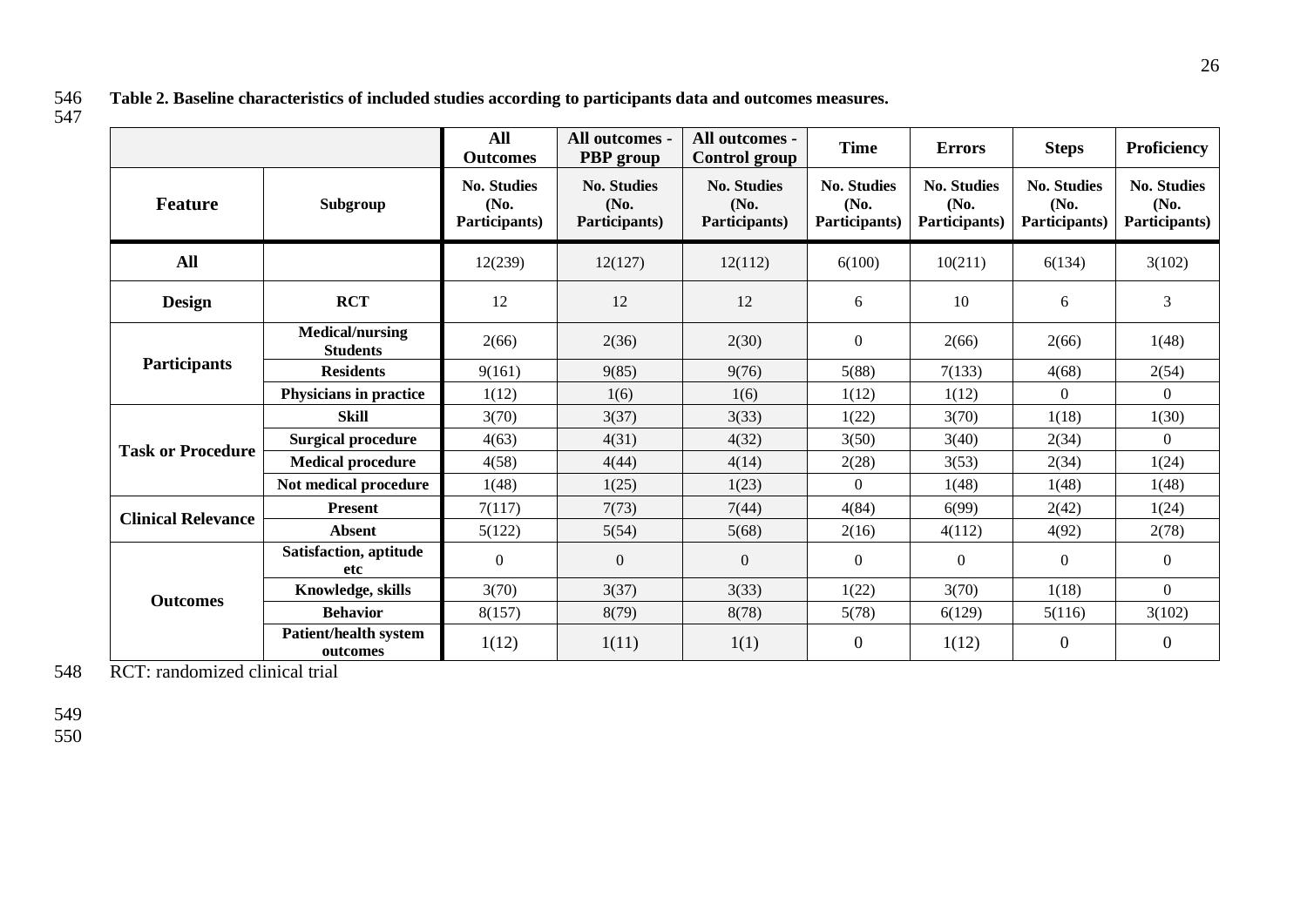**Table 2. Baseline characteristics of included studies according to participants data and outcomes measures.**

| | | All Outcomes | All outcomes - PBP group | All outcomes - Control group | Time | Errors | Steps | Proficiency |
|---|---|---|---|---|---|---|---|---|
| **Feature** | **Subgroup** | **No. Studies (No. Participants)** | **No. Studies (No. Participants)** | **No. Studies (No. Participants)** | **No. Studies (No. Participants)** | **No. Studies (No. Participants)** | **No. Studies (No. Participants)** | **No. Studies (No. Participants)** |
| **All** | | 12(239) | 12(127) | 12(112) | 6(100) | 10(211) | 6(134) | 3(102) |
| **Design** | **RCT** | 12 | 12 | 12 | 6 | 10 | 6 | 3 |
| **Participants** | **Medical/nursing Students** | 2(66) | 2(36) | 2(30) | 0 | 2(66) | 2(66) | 1(48) |
| | **Residents** | 9(161) | 9(85) | 9(76) | 5(88) | 7(133) | 4(68) | 2(54) |
| | **Physicians in practice** | 1(12) | 1(6) | 1(6) | 1(12) | 1(12) | 0 | 0 |
| **Task or Procedure** | **Skill** | 3(70) | 3(37) | 3(33) | 1(22) | 3(70) | 1(18) | 1(30) |
| | **Surgical procedure** | 4(63) | 4(31) | 4(32) | 3(50) | 3(40) | 2(34) | 0 |
| | **Medical procedure** | 4(58) | 4(44) | 4(14) | 2(28) | 3(53) | 2(34) | 1(24) |
| | **Not medical procedure** | 1(48) | 1(25) | 1(23) | 0 | 1(48) | 1(48) | 1(48) |
| **Clinical Relevance** | **Present** | 7(117) | 7(73) | 7(44) | 4(84) | 6(99) | 2(42) | 1(24) |
| | **Absent** | 5(122) | 5(54) | 5(68) | 2(16) | 4(112) | 4(92) | 2(78) |
| **Outcomes** | **Satisfaction, aptitude etc** | 0 | 0 | 0 | 0 | 0 | 0 | 0 |
| | **Knowledge, skills** | 3(70) | 3(37) | 3(33) | 1(22) | 3(70) | 1(18) | 0 |
| | **Behavior** | 8(157) | 8(79) | 8(78) | 5(78) | 6(129) | 5(116) | 3(102) |
| | **Patient/health system outcomes** | 1(12) | 1(11) | 1(1) | 0 | 1(12) | 0 | 0 |

RCT: randomized clinical trial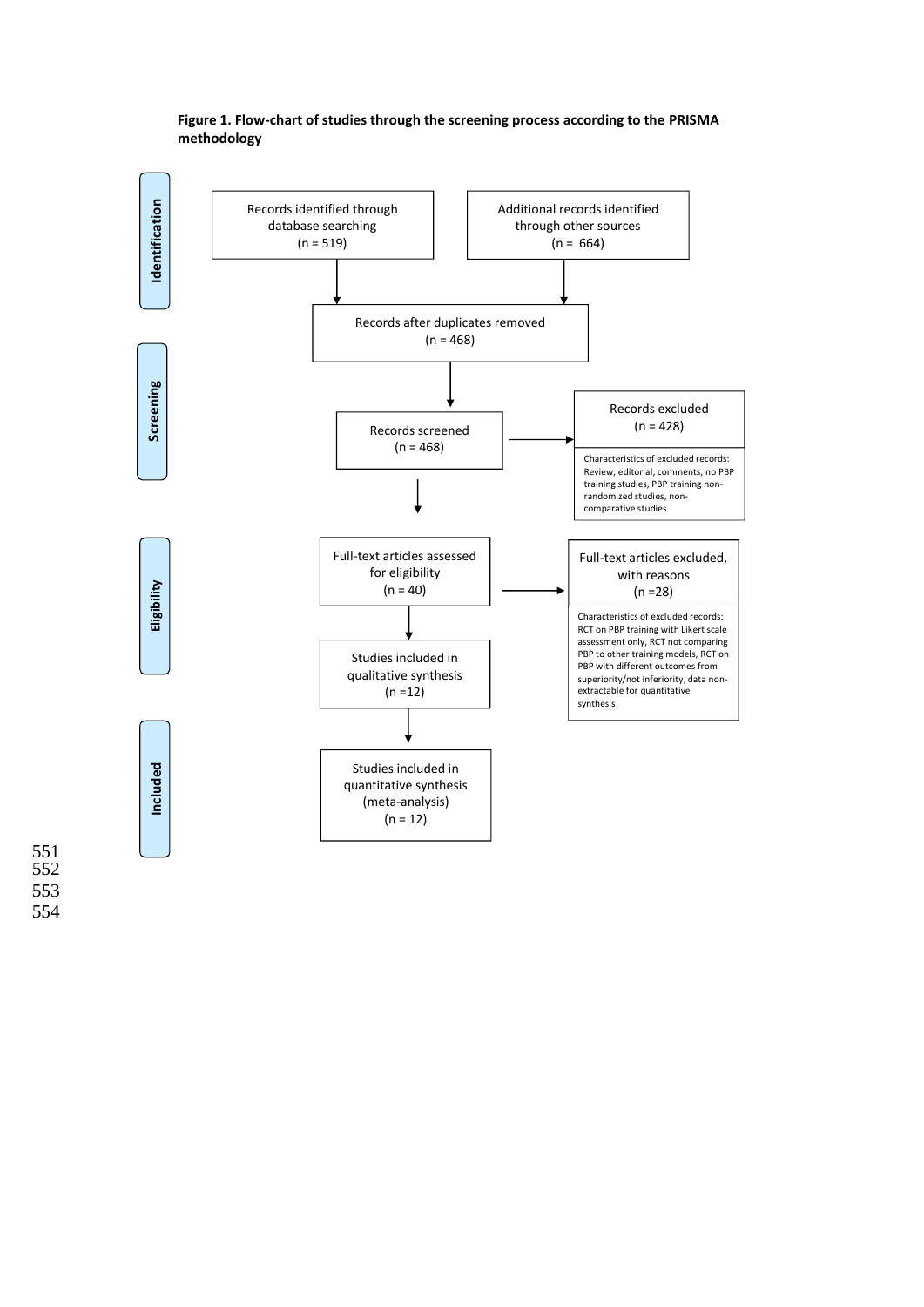**Figure 1. Flow-chart of studies through the screening process according to the PRISMA methodology**

**Identification**

Records identified through database searching (n = 519)

Additional records identified through other sources (n = 664)

Records after duplicates removed (n = 468)

**Screening**

Records screened (n = 468)

Records excluded (n = 428)

Characteristics of excluded records: Review, editorial, comments, no PBP training studies, PBP training non-randomized studies, non-comparative studies

**Eligibility**

Full-text articles assessed for eligibility (n = 40)

Full-text articles excluded, with reasons (n =28)

Characteristics of excluded records: RCT on PBP training with Likert scale assessment only, RCT not comparing PBP to other training models, RCT on PBP with different outcomes from superiority/not inferiority, data non-extractable for quantitative synthesis

Studies included in qualitative synthesis (n =12)

**Included**

Studies included in quantitative synthesis (meta-analysis) (n = 12)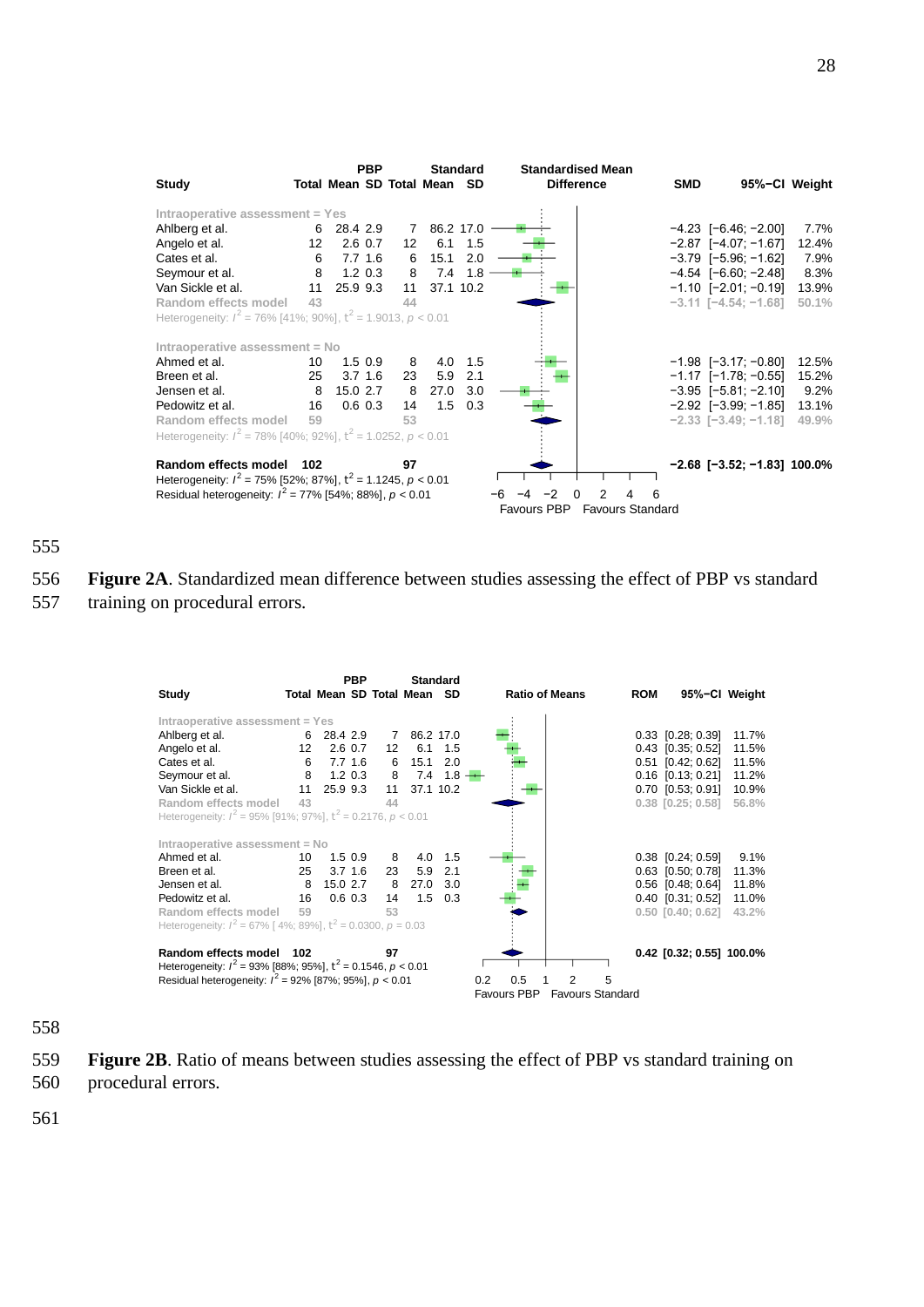| Study | PBP Total | PBP Mean | PBP SD | Standard Total | Standard Mean | Standard SD | SMD | 95%-CI | Weight |
|---|---|---|---|---|---|---|---|---|---|
| **Intraoperative assessment = Yes** | | | | | | | | | |
| Ahlberg et al. | 6 | 28.4 | 2.9 | 7 | 86.2 | 17.0 | −4.23 | [−6.46; −2.00] | 7.7% |
| Angelo et al. | 12 | 2.6 | 0.7 | 12 | 6.1 | 1.5 | −2.87 | [−4.07; −1.67] | 12.4% |
| Cates et al. | 6 | 7.7 | 1.6 | 6 | 15.1 | 2.0 | −3.79 | [−5.96; −1.62] | 7.9% |
| Seymour et al. | 8 | 1.2 | 0.3 | 8 | 7.4 | 1.8 | −4.54 | [−6.60; −2.48] | 8.3% |
| Van Sickle et al. | 11 | 25.9 | 9.3 | 11 | 37.1 | 10.2 | −1.10 | [−2.01; −0.19] | 13.9% |
| Random effects model | 43 | | | 44 | | | −3.11 | [−4.54; −1.68] | 50.1% |
| Heterogeneity: $I^2 = 76\%$ [41%; 90%], $\tau^2 = 1.9013$, $p < 0.01$ | | | | | | | | | |
| **Intraoperative assessment = No** | | | | | | | | | |
| Ahmed et al. | 10 | 1.5 | 0.9 | 8 | 4.0 | 1.5 | −1.98 | [−3.17; −0.80] | 12.5% |
| Breen et al. | 25 | 3.7 | 1.6 | 23 | 5.9 | 2.1 | −1.17 | [−1.78; −0.55] | 15.2% |
| Jensen et al. | 8 | 15.0 | 2.7 | 8 | 27.0 | 3.0 | −3.95 | [−5.81; −2.10] | 9.2% |
| Pedowitz et al. | 16 | 0.6 | 0.3 | 14 | 1.5 | 0.3 | −2.92 | [−3.99; −1.85] | 13.1% |
| Random effects model | 59 | | | 53 | | | −2.33 | [−3.49; −1.18] | 49.9% |
| Heterogeneity: $I^2 = 78\%$ [40%; 92%], $\tau^2 = 1.0252$, $p < 0.01$ | | | | | | | | | |
| **Random effects model** | **102** | | | **97** | | | **−2.68** | **[−3.52; −1.83]** | **100.0%** |
| Heterogeneity: $I^2 = 75\%$ [52%; 87%], $\tau^2 = 1.1245$, $p < 0.01$ | | | | | | | | | |
| Residual heterogeneity: $I^2 = 77\%$ [54%; 88%], $p < 0.01$ | | | | | | | | | |

Standardised Mean Difference: Favours PBP / Favours Standard

**Figure 2A**. Standardized mean difference between studies assessing the effect of PBP vs standard training on procedural errors.

| Study | PBP Total | PBP Mean | PBP SD | Standard Total | Standard Mean | Standard SD | ROM | 95%-CI | Weight |
|---|---|---|---|---|---|---|---|---|---|
| **Intraoperative assessment = Yes** | | | | | | | | | |
| Ahlberg et al. | 6 | 28.4 | 2.9 | 7 | 86.2 | 17.0 | 0.33 | [0.28; 0.39] | 11.7% |
| Angelo et al. | 12 | 2.6 | 0.7 | 12 | 6.1 | 1.5 | 0.43 | [0.35; 0.52] | 11.5% |
| Cates et al. | 6 | 7.7 | 1.6 | 6 | 15.1 | 2.0 | 0.51 | [0.42; 0.62] | 11.5% |
| Seymour et al. | 8 | 1.2 | 0.3 | 8 | 7.4 | 1.8 | 0.16 | [0.13; 0.21] | 11.2% |
| Van Sickle et al. | 11 | 25.9 | 9.3 | 11 | 37.1 | 10.2 | 0.70 | [0.53; 0.91] | 10.9% |
| Random effects model | 43 | | | 44 | | | 0.38 | [0.25; 0.58] | 56.8% |
| Heterogeneity: $I^2 = 95\%$ [91%; 97%], $\tau^2 = 0.2176$, $p < 0.01$ | | | | | | | | | |
| **Intraoperative assessment = No** | | | | | | | | | |
| Ahmed et al. | 10 | 1.5 | 0.9 | 8 | 4.0 | 1.5 | 0.38 | [0.24; 0.59] | 9.1% |
| Breen et al. | 25 | 3.7 | 1.6 | 23 | 5.9 | 2.1 | 0.63 | [0.50; 0.78] | 11.3% |
| Jensen et al. | 8 | 15.0 | 2.7 | 8 | 27.0 | 3.0 | 0.56 | [0.48; 0.64] | 11.8% |
| Pedowitz et al. | 16 | 0.6 | 0.3 | 14 | 1.5 | 0.3 | 0.40 | [0.31; 0.52] | 11.0% |
| Random effects model | 59 | | | 53 | | | 0.50 | [0.40; 0.62] | 43.2% |
| Heterogeneity: $I^2 = 67\%$ [4%; 89%], $\tau^2 = 0.0300$, $p = 0.03$ | | | | | | | | | |
| **Random effects model** | **102** | | | **97** | | | **0.42** | **[0.32; 0.55]** | **100.0%** |
| Heterogeneity: $I^2 = 93\%$ [88%; 95%], $\tau^2 = 0.1546$, $p < 0.01$ | | | | | | | | | |
| Residual heterogeneity: $I^2 = 92\%$ [87%; 95%], $p < 0.01$ | | | | | | | | | |

Ratio of Means: Favours PBP / Favours Standard

**Figure 2B**. Ratio of means between studies assessing the effect of PBP vs standard training on procedural errors.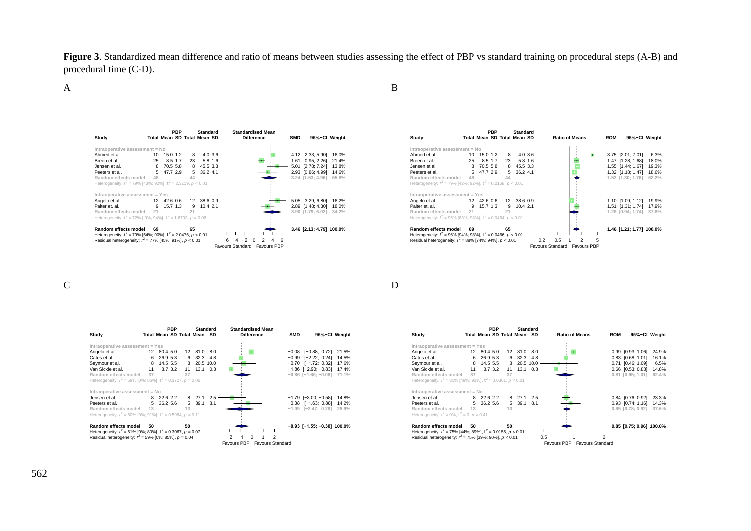**Figure 3**. Standardized mean difference and ratio of means between studies assessing the effect of PBP vs standard training on procedural steps (A-B) and procedural time (C-D).

A

Study | PBP Total Mean SD | Standard Total Mean SD | Standardised Mean Difference | SMD | 95%−CI | Weight

Intraoperative assessment = No

Ahmed et al. 10 15.0 1.2 8 4.0 3.6 4.12 [2.33; 5.90] 16.0%

Breen et al. 25 8.5 1.7 23 5.8 1.6 1.61 [0.95; 2.26] 21.4%

Jensen et al. 8 70.5 5.8 8 45.5 3.3 5.01 [2.78; 7.24] 13.8%

Peeters et al. 5 47.7 2.9 5 36.2 4.1 2.93 [0.86; 4.99] 14.6%

Random effects model 48 44 3.24 [1.53; 4.96] 65.8%

Heterogeneity: $I^2$ = 79% [43%; 92%], $\tau^2$ = 2.3119, $p$ < 0.01

Intraoperative assessment = Yes

Angelo et al. 12 42.6 0.6 12 38.6 0.9 5.05 [3.29; 6.80] 16.2%

Palter et. al. 9 15.7 1.3 9 10.4 2.1 2.89 [1.48; 4.30] 18.0%

Random effects model 21 21 3.90 [1.79; 6.02] 34.2%

Heterogeneity: $I^2$ = 72% [ 0%; 94%], $\tau^2$ = 1.6703, $p$ = 0.06

Random effects model 69 65 3.46 [2.13; 4.79] 100.0%

Heterogeneity: $I^2$ = 79% [54%; 90%], $\tau^2$ = 2.0476, $p$ < 0.01

Residual heterogeneity: $I^2$ = 77% [45%; 91%], $p$ < 0.01

−6 −4 −2 0 2 4 6

Favours Standard Favours PBP

B

Study | PBP Total Mean SD | Standard Total Mean SD | Ratio of Means | ROM | 95%−CI | Weight

Intraoperative assessment = No

Ahmed et al. 10 15.0 1.2 8 4.0 3.6 3.75 [2.01; 7.01] 6.3%

Breen et al. 25 8.5 1.7 23 5.8 1.6 1.47 [1.28; 1.68] 18.0%

Jensen et al. 8 70.5 5.8 8 45.5 3.3 1.55 [1.44; 1.67] 19.3%

Peeters et al. 5 47.7 2.9 5 36.2 4.1 1.32 [1.18; 1.47] 18.6%

Random effects model 48 44 1.52 [1.30; 1.76] 62.2%

Heterogeneity: $I^2$ = 79% [42%; 92%], $\tau^2$ = 0.0158, $p$ < 0.01

Intraoperative assessment = Yes

Angelo et al. 12 42.6 0.6 12 38.6 0.9 1.10 [1.09; 1.12] 19.9%

Palter et. al. 9 15.7 1.3 9 10.4 2.1 1.51 [1.31; 1.74] 17.9%

Random effects model 21 21 1.28 [0.94; 1.74] 37.8%

Heterogeneity: $I^2$ = 95% [83%; 98%], $\tau^2$ = 0.0464, $p$ < 0.01

Random effects model 69 65 1.46 [1.21; 1.77] 100.0%

Heterogeneity: $I^2$ = 96% [94%; 98%], $\tau^2$ = 0.0466, $p$ < 0.01

Residual heterogeneity: $I^2$ = 88% [74%; 94%], $p$ < 0.01

0.2 0.5 1 2 5

Favours Standard Favours PBP

C

Study | PBP Total Mean SD | Standard Total Mean SD | Standardised Mean Difference | SMD | 95%−CI | Weight

Intraoperative assessment = Yes

Angelo et al. 12 80.4 5.0 12 81.0 8.0 −0.08 [−0.88; 0.72] 21.5%

Cates et al. 6 26.9 5.3 6 32.3 4.8 −0.99 [−2.22; 0.24] 14.5%

Seymour et al. 8 14.5 5.5 8 20.5 10.0 −0.70 [−1.72; 0.32] 17.6%

Van Sickle et al. 11 8.7 3.2 11 13.1 0.3 −1.86 [−2.90; −0.83] 17.4%

Random effects model 37 37 −0.86 [−1.65; −0.08] 71.1%

Heterogeneity: $I^2$ = 59% [0%; 86%], $\tau^2$ = 0.3727, $p$ = 0.06

Intraoperative assessment = No

Jensen et al. 8 22.6 2.2 8 27.1 2.5 −1.79 [−3.00; −0.58] 14.8%

Peeters et al. 5 36.2 5.6 5 39.1 8.1 −0.38 [−1.63; 0.88] 14.2%

Random effects model 13 13 −1.09 [−2.47; 0.29] 28.9%

Heterogeneity: $I^2$ = 60% [0%; 91%], $\tau^2$ = 0.5984, $p$ = 0.11

Random effects model 50 50 −0.93 [−1.55; −0.30] 100.0%

Heterogeneity: $I^2$ = 51% [0%; 80%], $\tau^2$ = 0.3067, $p$ = 0.07

Residual heterogeneity: $I^2$ = 59% [0%; 85%], $p$ = 0.04

−2 −1 0 1 2

Favours PBP Favours Standard

D

Study | PBP Total Mean SD | Standard Total Mean SD | Ratio of Means | ROM | 95%−CI | Weight

Intraoperative assessment = Yes

Angelo et al. 12 80.4 5.0 12 81.0 8.0 0.99 [0.93; 1.06] 24.9%

Cates et al. 6 26.9 5.3 6 32.3 4.8 0.83 [0.68; 1.01] 16.1%

Seymour et al. 8 14.5 5.5 8 20.5 10.0 0.71 [0.46; 1.09] 6.5%

Van Sickle et al. 11 8.7 3.2 11 13.1 0.3 0.66 [0.53; 0.83] 14.8%

Random effects model 37 37 0.81 [0.65; 1.01] 62.4%

Heterogeneity: $I^2$ = 81% [49%; 93%], $\tau^2$ = 0.0361, $p$ < 0.01

Intraoperative assessment = No

Jensen et al. 8 22.6 2.2 8 27.1 2.5 0.84 [0.76; 0.92] 23.3%

Peeters et al. 5 36.2 5.6 5 39.1 8.1 0.93 [0.74; 1.16] 14.3%

Random effects model 13 13 0.85 [0.78; 0.92] 37.6%

Heterogeneity: $I^2$ = 0%, $\tau^2$ = 0, $p$ = 0.41

Random effects model 50 50 0.85 [0.75; 0.96] 100.0%

Heterogeneity: $I^2$ = 75% [44%; 89%], $\tau^2$ = 0.0155, $p$ < 0.01

Residual heterogeneity: $I^2$ = 75% [39%; 90%], $p$ < 0.01

0.5 1 2

Favours PBP Favours Standard